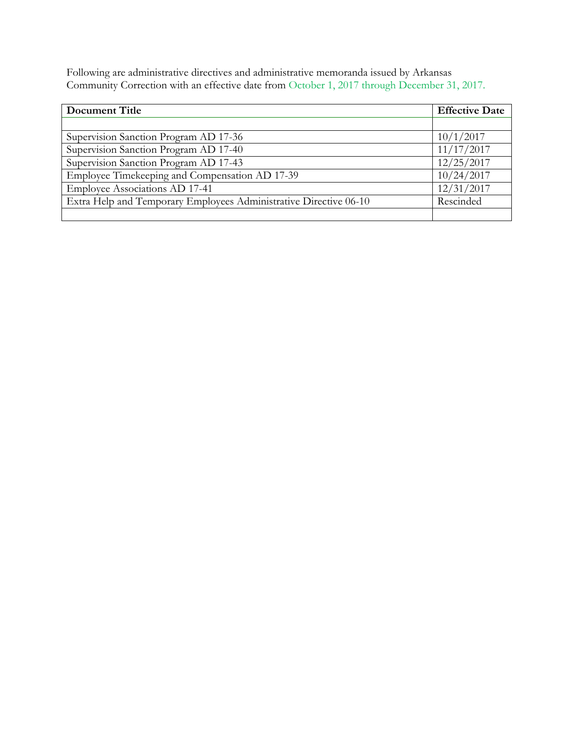Following are administrative directives and administrative memoranda issued by Arkansas Community Correction with an effective date from October 1, 2017 through December 31, 2017.

| Document Title | Effective Date |
|---|---|
| | |
| Supervision Sanction Program AD 17-36 | 10/1/2017 |
| Supervision Sanction Program AD 17-40 | 11/17/2017 |
| Supervision Sanction Program AD 17-43 | 12/25/2017 |
| Employee Timekeeping and Compensation AD 17-39 | 10/24/2017 |
| Employee Associations AD 17-41 | 12/31/2017 |
| Extra Help and Temporary Employees Administrative Directive 06-10 | Rescinded |
| | |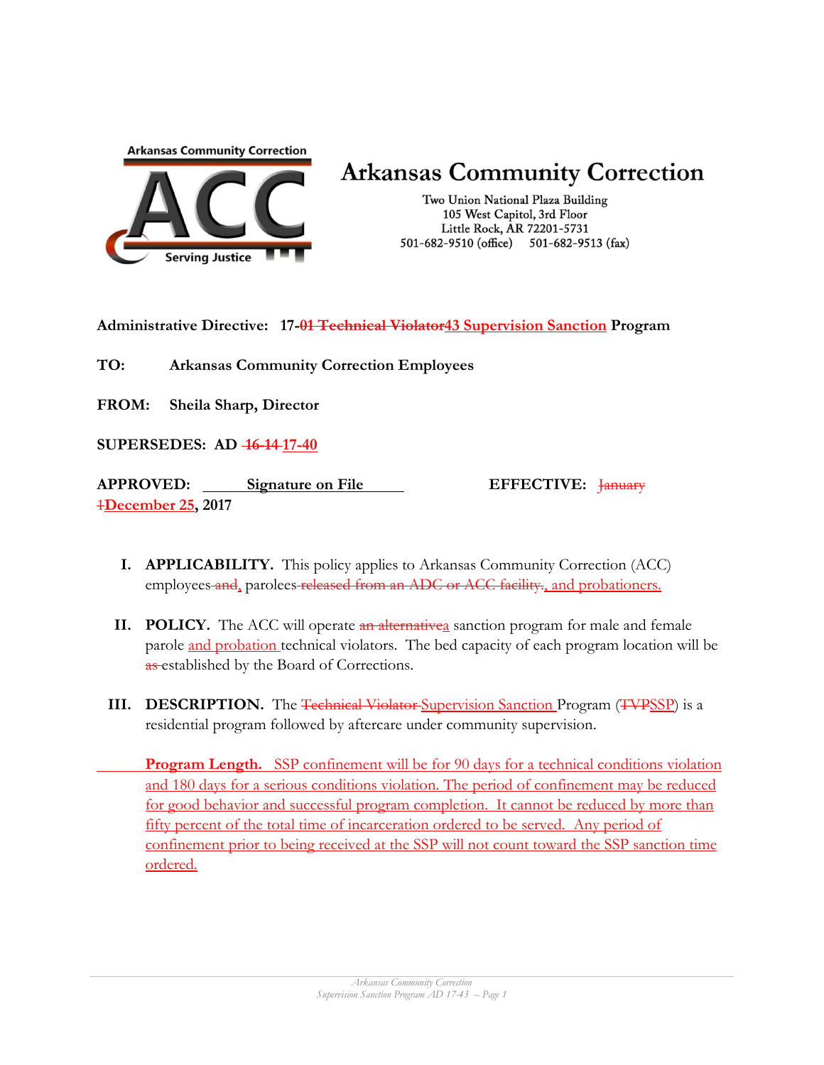# Arkansas Community Correction

Two Union National Plaza Building
105 West Capitol, 3rd Floor
Little Rock, AR 72201-5731
501-682-9510 (office) 501-682-9513 (fax)

**Administrative Directive: 17-~~01 Technical Violator~~43 Supervision Sanction Program**

**TO:** **Arkansas Community Correction Employees**

**FROM:** **Sheila Sharp, Director**

**SUPERSEDES: AD ~~16-14~~ 17-40**

**APPROVED:** **Signature on File** **EFFECTIVE: ~~January 1~~December 25, 2017**

**I. APPLICABILITY.** This policy applies to Arkansas Community Correction (ACC) employees ~~and~~, parolees ~~released from an ADC or ACC facility.~~, and probationers.

**II. POLICY.** The ACC will operate ~~an alternative~~a sanction program for male and female parole and probation technical violators. The bed capacity of each program location will be ~~as~~ established by the Board of Corrections.

**III. DESCRIPTION.** The ~~Technical Violator~~ Supervision Sanction Program (~~TVP~~SSP) is a residential program followed by aftercare under community supervision.

**Program Length.** SSP confinement will be for 90 days for a technical conditions violation and 180 days for a serious conditions violation. The period of confinement may be reduced for good behavior and successful program completion. It cannot be reduced by more than fifty percent of the total time of incarceration ordered to be served. Any period of confinement prior to being received at the SSP will not count toward the SSP sanction time ordered.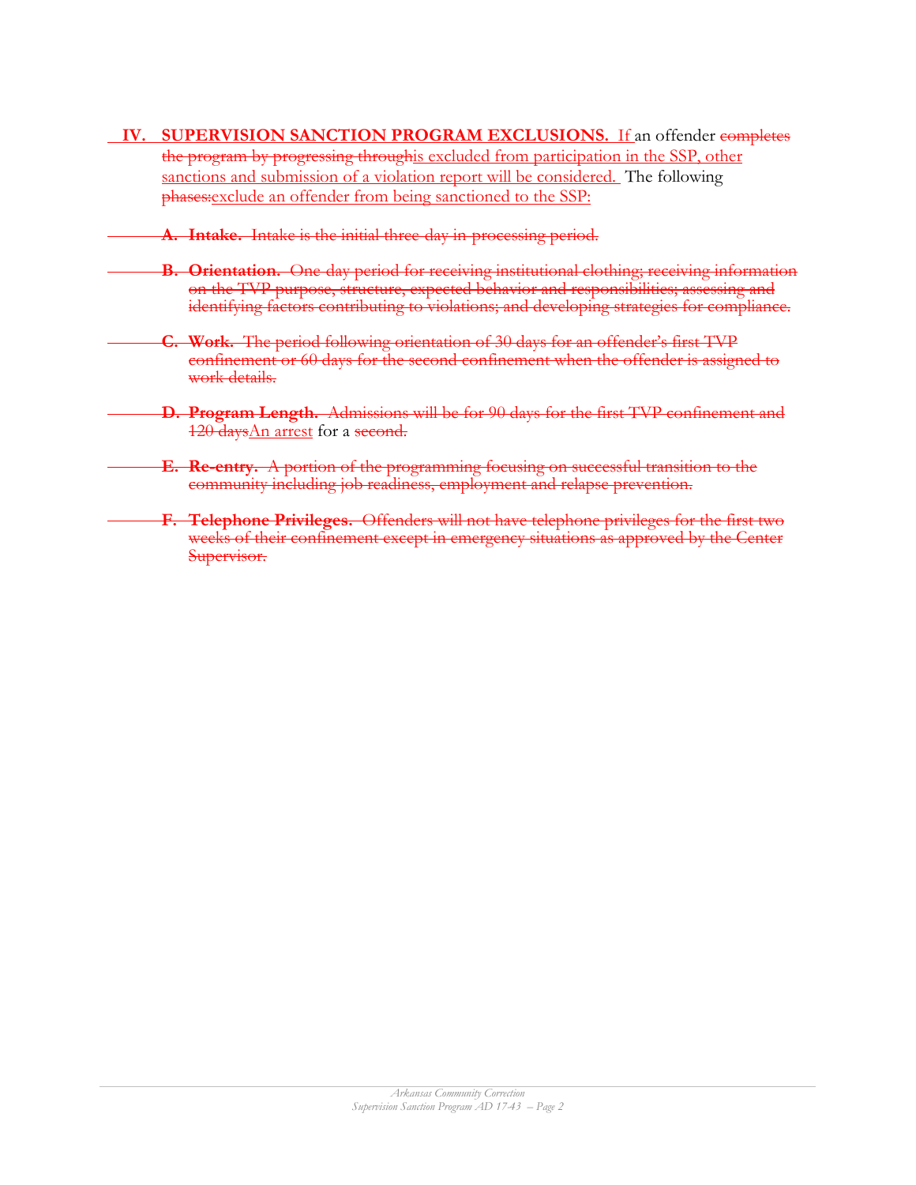**IV. SUPERVISION SANCTION PROGRAM EXCLUSIONS.** If an offender ~~completes the program by progressing through~~is excluded from participation in the SSP, other sanctions and submission of a violation report will be considered. The following ~~phases:~~exclude an offender from being sanctioned to the SSP:

~~**A. Intake.** Intake is the initial three day in-processing period.~~

~~**B. Orientation.** One day period for receiving institutional clothing; receiving information on the TVP purpose, structure, expected behavior and responsibilities; assessing and identifying factors contributing to violations; and developing strategies for compliance.~~

~~**C. Work.** The period following orientation of 30 days for an offender's first TVP confinement or 60 days for the second confinement when the offender is assigned to work details.~~

~~**D. Program Length.** Admissions will be for 90 days for the first TVP confinement and 120 days~~An arrest for a ~~second.~~

~~**E. Re-entry.** A portion of the programming focusing on successful transition to the community including job readiness, employment and relapse prevention.~~

~~**F. Telephone Privileges.** Offenders will not have telephone privileges for the first two weeks of their confinement except in emergency situations as approved by the Center Supervisor.~~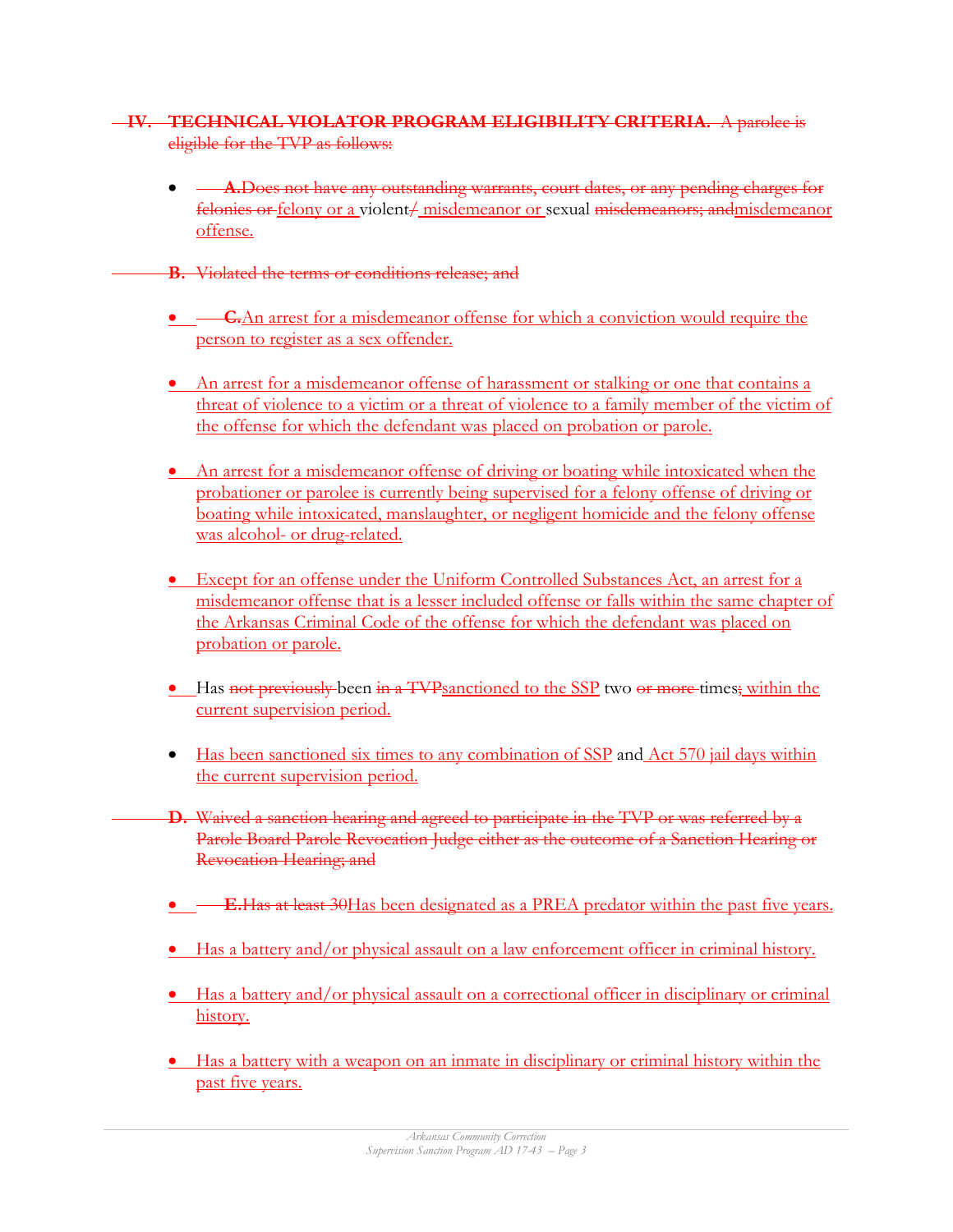## ~~IV. TECHNICAL VIOLATOR PROGRAM ELIGIBILITY CRITERIA.~~ ~~A parolee is eligible for the TVP as follows:~~

- ~~**A.** Does not have any outstanding warrants, court dates, or any pending charges for felonies or~~ felony or a violent~~/~~ misdemeanor or sexual ~~misdemeanors; and~~misdemeanor offense.

~~**B.** Violated the terms or conditions release; and~~

- ~~**C.**~~ An arrest for a misdemeanor offense for which a conviction would require the person to register as a sex offender.

- An arrest for a misdemeanor offense of harassment or stalking or one that contains a threat of violence to a victim or a threat of violence to a family member of the victim of the offense for which the defendant was placed on probation or parole.

- An arrest for a misdemeanor offense of driving or boating while intoxicated when the probationer or parolee is currently being supervised for a felony offense of driving or boating while intoxicated, manslaughter, or negligent homicide and the felony offense was alcohol- or drug-related.

- Except for an offense under the Uniform Controlled Substances Act, an arrest for a misdemeanor offense that is a lesser included offense or falls within the same chapter of the Arkansas Criminal Code of the offense for which the defendant was placed on probation or parole.

- Has ~~not previously~~ been ~~in a TVP~~sanctioned to the SSP two ~~or more~~ times~~;~~ within the current supervision period.

- Has been sanctioned six times to any combination of SSP and Act 570 jail days within the current supervision period.

~~**D.** Waived a sanction hearing and agreed to participate in the TVP or was referred by a Parole Board Parole Revocation Judge either as the outcome of a Sanction Hearing or Revocation Hearing; and~~

- ~~**E.** Has at least 30~~Has been designated as a PREA predator within the past five years.

- Has a battery and/or physical assault on a law enforcement officer in criminal history.

- Has a battery and/or physical assault on a correctional officer in disciplinary or criminal history.

- Has a battery with a weapon on an inmate in disciplinary or criminal history within the past five years.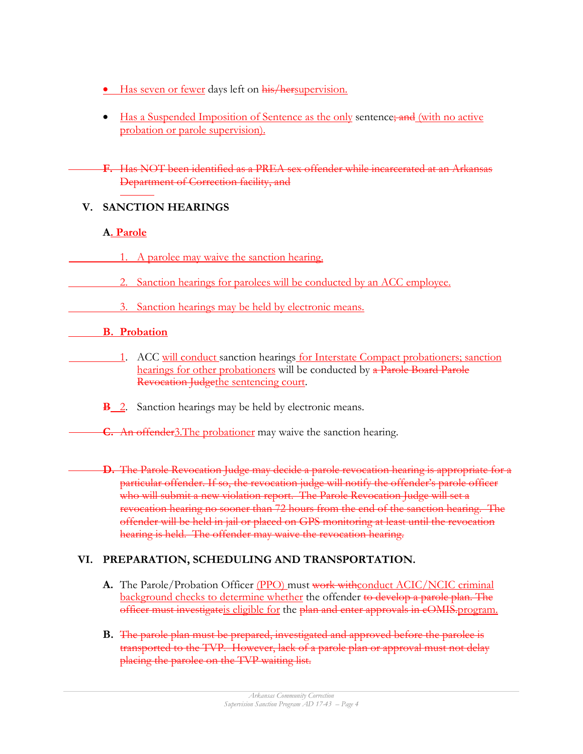- Has seven or fewer days left on ~~his/her~~supervision.
- Has a Suspended Imposition of Sentence as the only sentence~~; and~~ (with no active probation or parole supervision).

~~F. Has NOT been identified as a PREA sex offender while incarcerated at an Arkansas Department of Correction facility, and~~

## V. SANCTION HEARINGS

**A. Parole**

1. A parolee may waive the sanction hearing.
2. Sanction hearings for parolees will be conducted by an ACC employee.
3. Sanction hearings may be held by electronic means.

**B. Probation**

1. ACC will conduct sanction hearings for Interstate Compact probationers; sanction hearings for other probationers will be conducted by ~~a Parole Board Parole Revocation Judge~~the sentencing court.

~~B~~ 2. Sanction hearings may be held by electronic means.

~~C. An offender~~3.The probationer may waive the sanction hearing.

~~D. The Parole Revocation Judge may decide a parole revocation hearing is appropriate for a particular offender. If so, the revocation judge will notify the offender's parole officer who will submit a new violation report. The Parole Revocation Judge will set a revocation hearing no sooner than 72 hours from the end of the sanction hearing. The offender will be held in jail or placed on GPS monitoring at least until the revocation hearing is held. The offender may waive the revocation hearing.~~

## VI. PREPARATION, SCHEDULING AND TRANSPORTATION.

**A.** The Parole/Probation Officer (PPO) must ~~work with~~conduct ACIC/NCIC criminal background checks to determine whether the offender ~~to develop a parole plan. The officer must investigate~~is eligible for the ~~plan and enter approvals in eOMIS.~~program.

**B.** ~~The parole plan must be prepared, investigated and approved before the parolee is transported to the TVP. However, lack of a parole plan or approval must not delay placing the parolee on the TVP waiting list.~~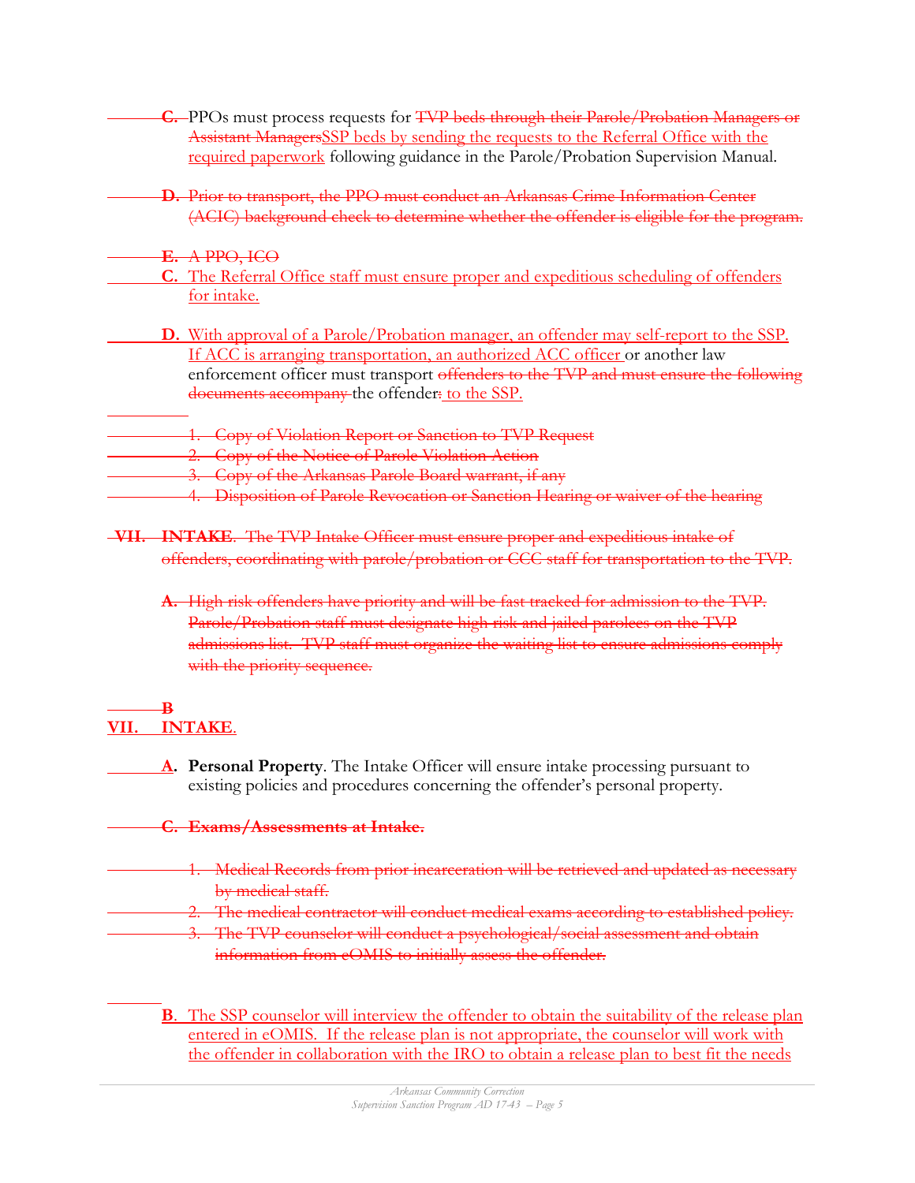C. PPOs must process requests for ~~TVP beds through their Parole/Probation Managers or Assistant Managers~~SSP beds by sending the requests to the Referral Office with the required paperwork following guidance in the Parole/Probation Supervision Manual.

~~D. Prior to transport, the PPO must conduct an Arkansas Crime Information Center (ACIC) background check to determine whether the offender is eligible for the program.~~

~~E. A PPO, ICO~~

C. The Referral Office staff must ensure proper and expeditious scheduling of offenders for intake.

D. With approval of a Parole/Probation manager, an offender may self-report to the SSP. If ACC is arranging transportation, an authorized ACC officer or another law enforcement officer must transport ~~offenders to the TVP and must ensure the following documents accompany~~ the offender~~:~~ to the SSP.

~~1. Copy of Violation Report or Sanction to TVP Request~~
~~2. Copy of the Notice of Parole Violation Action~~
~~3. Copy of the Arkansas Parole Board warrant, if any~~
~~4. Disposition of Parole Revocation or Sanction Hearing or waiver of the hearing~~

~~VII. **INTAKE**. The TVP Intake Officer must ensure proper and expeditious intake of offenders, coordinating with parole/probation or CCC staff for transportation to the TVP.~~

~~A. High risk offenders have priority and will be fast tracked for admission to the TVP. Parole/Probation staff must designate high risk and jailed parolees on the TVP admissions list. TVP staff must organize the waiting list to ensure admissions comply with the priority sequence.~~

~~B~~

**VII. INTAKE**.

**A. Personal Property**. The Intake Officer will ensure intake processing pursuant to existing policies and procedures concerning the offender's personal property.

~~**C. Exams/Assessments at Intake.**~~

~~1. Medical Records from prior incarceration will be retrieved and updated as necessary by medical staff.~~
~~2. The medical contractor will conduct medical exams according to established policy.~~
~~3. The TVP counselor will conduct a psychological/social assessment and obtain information from eOMIS to initially assess the offender.~~

**B**. The SSP counselor will interview the offender to obtain the suitability of the release plan entered in eOMIS. If the release plan is not appropriate, the counselor will work with the offender in collaboration with the IRO to obtain a release plan to best fit the needs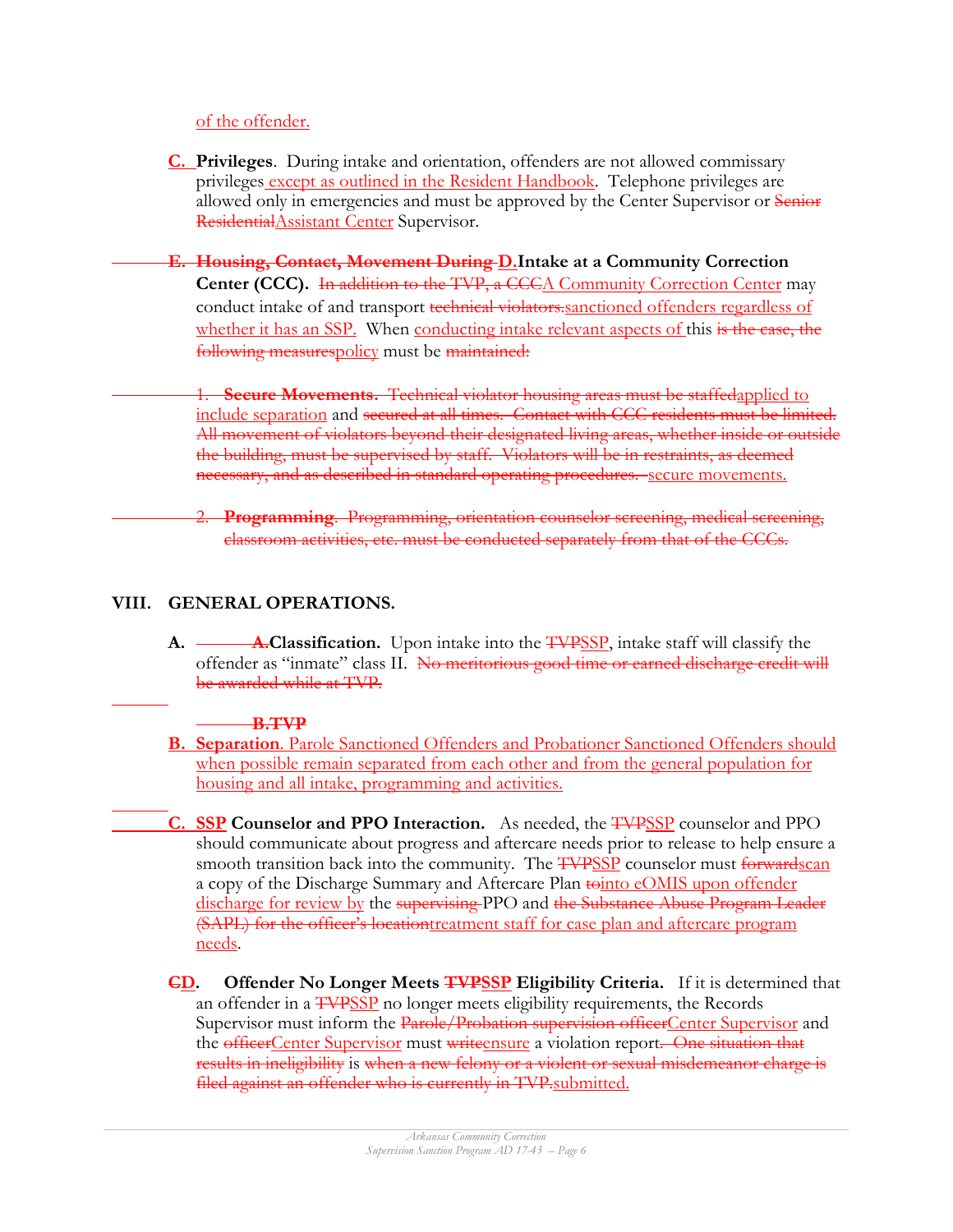of the offender.

C. **Privileges**. During intake and orientation, offenders are not allowed commissary privileges except as outlined in the Resident Handbook. Telephone privileges are allowed only in emergencies and must be approved by the Center Supervisor or ~~Senior Residential~~Assistant Center Supervisor.

~~E. **Housing, Contact, Movement During**~~ **D. Intake at a Community Correction Center (CCC).** ~~In addition to the TVP, a CCC~~A Community Correction Center may conduct intake of and transport ~~technical violators.~~sanctioned offenders regardless of whether it has an SSP. When conducting intake relevant aspects of this ~~is the case, the following measures~~policy must be ~~maintained:~~

~~1. **Secure Movements.** Technical violator housing areas must be staffed~~applied to include separation and ~~secured at all times. Contact with CCC residents must be limited. All movement of violators beyond their designated living areas, whether inside or outside the building, must be supervised by staff. Violators will be in restraints, as deemed necessary, and as described in standard operating procedures.~~ secure movements.

~~2. **Programming**. Programming, orientation counselor screening, medical screening, classroom activities, etc. must be conducted separately from that of the CCCs.~~

## VIII. GENERAL OPERATIONS.

A. ~~A.~~**Classification.** Upon intake into the ~~TVP~~SSP, intake staff will classify the offender as "inmate" class II. ~~No meritorious good time or earned discharge credit will be awarded while at TVP.~~

~~**B.TVP**~~

**B. Separation**. Parole Sanctioned Offenders and Probationer Sanctioned Offenders should when possible remain separated from each other and from the general population for housing and all intake, programming and activities.

**C. SSP Counselor and PPO Interaction.** As needed, the ~~TVP~~SSP counselor and PPO should communicate about progress and aftercare needs prior to release to help ensure a smooth transition back into the community. The ~~TVP~~SSP counselor must ~~forward~~scan a copy of the Discharge Summary and Aftercare Plan ~~to~~into eOMIS upon offender discharge for review by the ~~supervising~~ PPO and ~~the Substance Abuse Program Leader (SAPL) for the officer's location~~treatment staff for case plan and aftercare program needs.

**~~C~~D. Offender No Longer Meets ~~TVP~~SSP Eligibility Criteria.** If it is determined that an offender in a ~~TVP~~SSP no longer meets eligibility requirements, the Records Supervisor must inform the ~~Parole/Probation supervision officer~~Center Supervisor and the ~~officer~~Center Supervisor must ~~write~~ensure a violation report. ~~One situation that results in ineligibility~~ is ~~when a new felony or a violent or sexual misdemeanor charge is filed against an offender who is currently in TVP.~~submitted.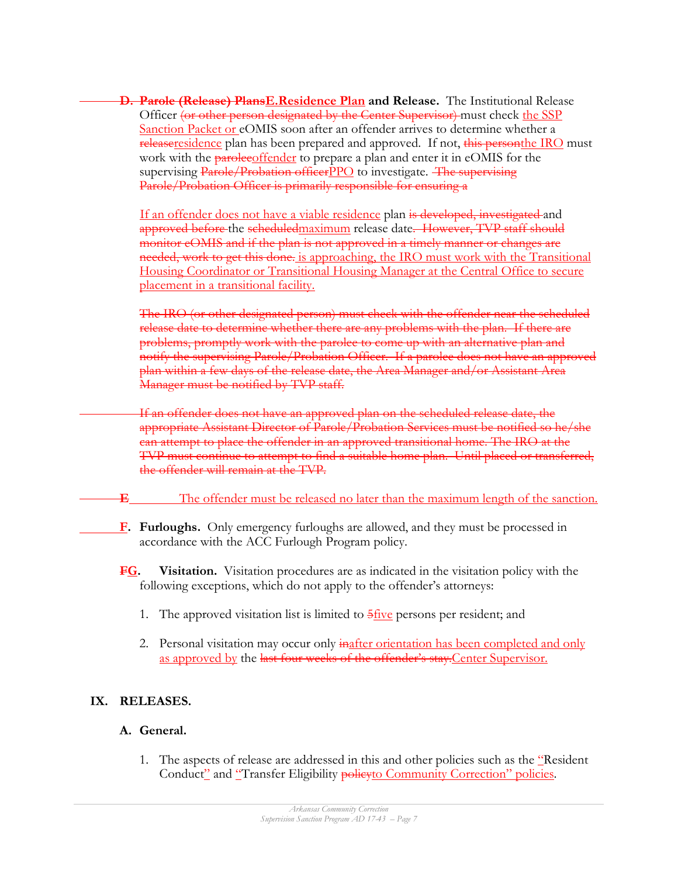**D. ~~Parole (Release) Plans~~E.Residence Plan and Release.** The Institutional Release Officer ~~(or other person designated by the Center Supervisor)~~ must check the SSP Sanction Packet or eOMIS soon after an offender arrives to determine whether a ~~release~~residence plan has been prepared and approved. If not, ~~this person~~the IRO must work with the ~~parolee~~offender to prepare a plan and enter it in eOMIS for the supervising ~~Parole/Probation officer~~PPO to investigate. ~~The supervising Parole/Probation Officer is primarily responsible for ensuring a~~

If an offender does not have a viable residence plan ~~is developed, investigated~~ and ~~approved before~~ the ~~scheduled~~maximum release date. ~~However, TVP staff should monitor eOMIS and if the plan is not approved in a timely manner or changes are needed, work to get this done.~~ is approaching, the IRO must work with the Transitional Housing Coordinator or Transitional Housing Manager at the Central Office to secure placement in a transitional facility.

~~The IRO (or other designated person) must check with the offender near the scheduled release date to determine whether there are any problems with the plan. If there are problems, promptly work with the parolee to come up with an alternative plan and notify the supervising Parole/Probation Officer. If a parolee does not have an approved plan within a few days of the release date, the Area Manager and/or Assistant Area Manager must be notified by TVP staff.~~

~~If an offender does not have an approved plan on the scheduled release date, the appropriate Assistant Director of Parole/Probation Services must be notified so he/she can attempt to place the offender in an approved transitional home. The IRO at the TVP must continue to attempt to find a suitable home plan. Until placed or transferred, the offender will remain at the TVP.~~

~~E~~ The offender must be released no later than the maximum length of the sanction.

**F. Furloughs.** Only emergency furloughs are allowed, and they must be processed in accordance with the ACC Furlough Program policy.

**~~F~~G. Visitation.** Visitation procedures are as indicated in the visitation policy with the following exceptions, which do not apply to the offender's attorneys:

1. The approved visitation list is limited to ~~5~~five persons per resident; and

2. Personal visitation may occur only ~~in~~after orientation has been completed and only as approved by the ~~last four weeks of the offender's stay.~~Center Supervisor.

## IX. RELEASES.

### A. General.

1. The aspects of release are addressed in this and other policies such as the "Resident Conduct" and "Transfer Eligibility ~~policy~~to Community Correction" policies.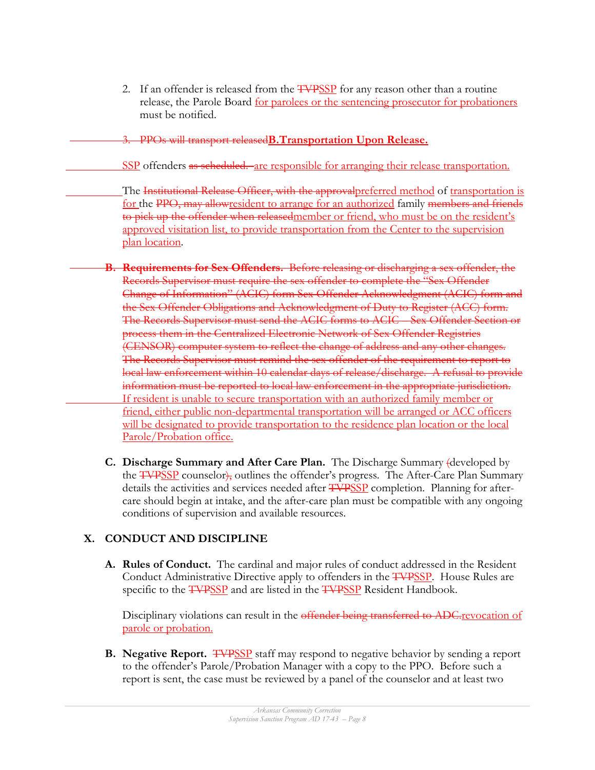2. If an offender is released from the ~~TVP~~SSP for any reason other than a routine release, the Parole Board for parolees or the sentencing prosecutor for probationers must be notified.

~~3. PPOs will transport released~~**B. Transportation Upon Release.**

SSP offenders ~~as scheduled.~~ are responsible for arranging their release transportation.

The ~~Institutional Release Officer, with the approval~~preferred method of transportation is for the ~~PPO, may allow~~resident to arrange for an authorized family ~~members and friends to pick up the offender when released~~member or friend, who must be on the resident's approved visitation list, to provide transportation from the Center to the supervision plan location.

~~**B. Requirements for Sex Offenders.** Before releasing or discharging a sex offender, the Records Supervisor must require the sex offender to complete the "Sex Offender Change of Information" (ACIC) form Sex Offender Acknowledgment (ACIC) form and the Sex Offender Obligations and Acknowledgment of Duty to Register (ACC) form. The Records Supervisor must send the ACIC forms to ACIC – Sex Offender Section or process them in the Centralized Electronic Network of Sex Offender Registries (CENSOR) computer system to reflect the change of address and any other changes. The Records Supervisor must remind the sex offender of the requirement to report to local law enforcement within 10 calendar days of release/discharge. A refusal to provide information must be reported to local law enforcement in the appropriate jurisdiction.~~ If resident is unable to secure transportation with an authorized family member or friend, either public non-departmental transportation will be arranged or ACC officers will be designated to provide transportation to the residence plan location or the local Parole/Probation office.

**C. Discharge Summary and After Care Plan.** The Discharge Summary ~~(~~developed by the ~~TVP~~SSP counselor~~),~~ outlines the offender's progress. The After-Care Plan Summary details the activities and services needed after ~~TVP~~SSP completion. Planning for after-care should begin at intake, and the after-care plan must be compatible with any ongoing conditions of supervision and available resources.

## X. CONDUCT AND DISCIPLINE

**A. Rules of Conduct.** The cardinal and major rules of conduct addressed in the Resident Conduct Administrative Directive apply to offenders in the ~~TVP~~SSP. House Rules are specific to the ~~TVP~~SSP and are listed in the ~~TVP~~SSP Resident Handbook.

Disciplinary violations can result in the ~~offender being transferred to ADC.~~revocation of parole or probation.

**B. Negative Report.** ~~TVP~~SSP staff may respond to negative behavior by sending a report to the offender's Parole/Probation Manager with a copy to the PPO. Before such a report is sent, the case must be reviewed by a panel of the counselor and at least two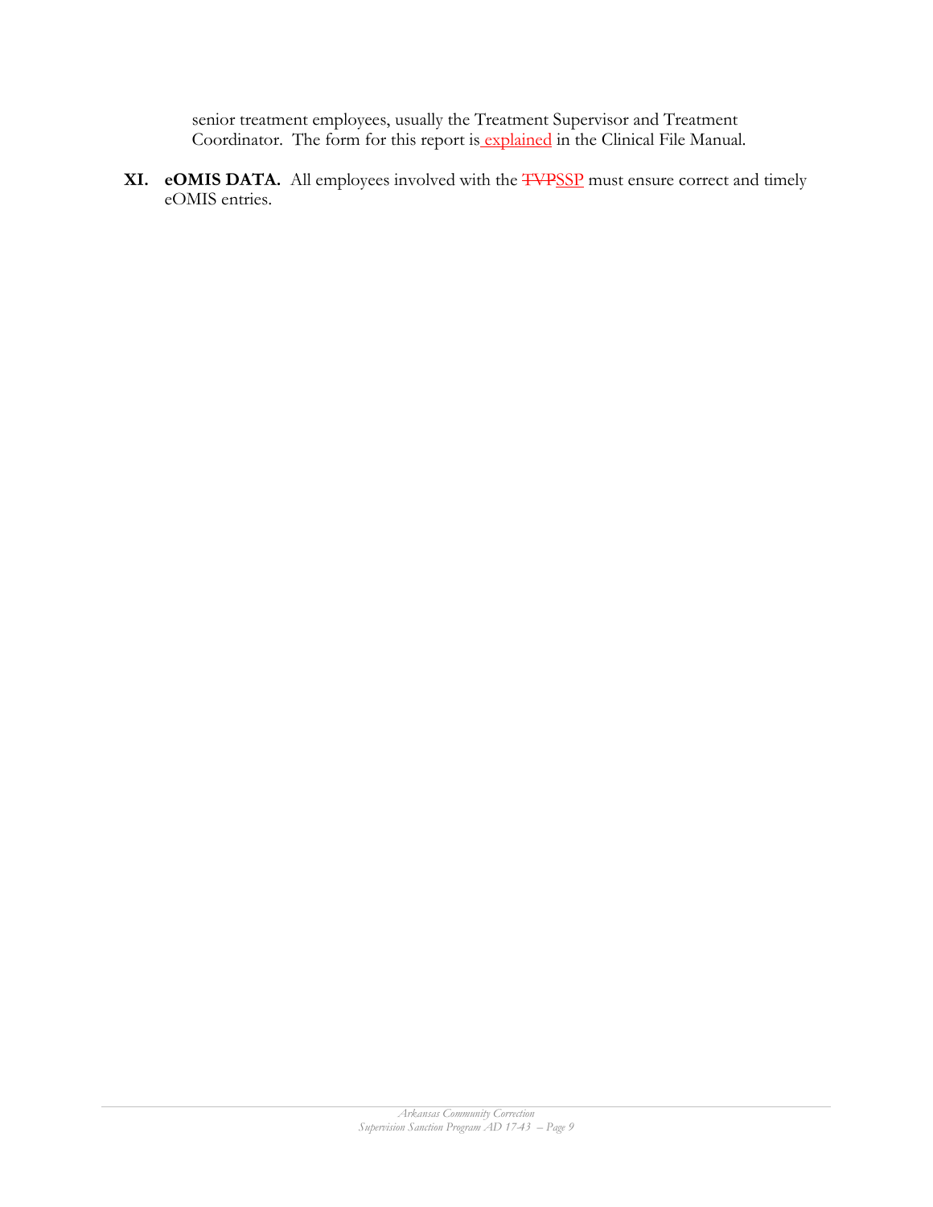senior treatment employees, usually the Treatment Supervisor and Treatment Coordinator. The form for this report is explained in the Clinical File Manual.

**XI. eOMIS DATA.** All employees involved with the ~~TVP~~SSP must ensure correct and timely eOMIS entries.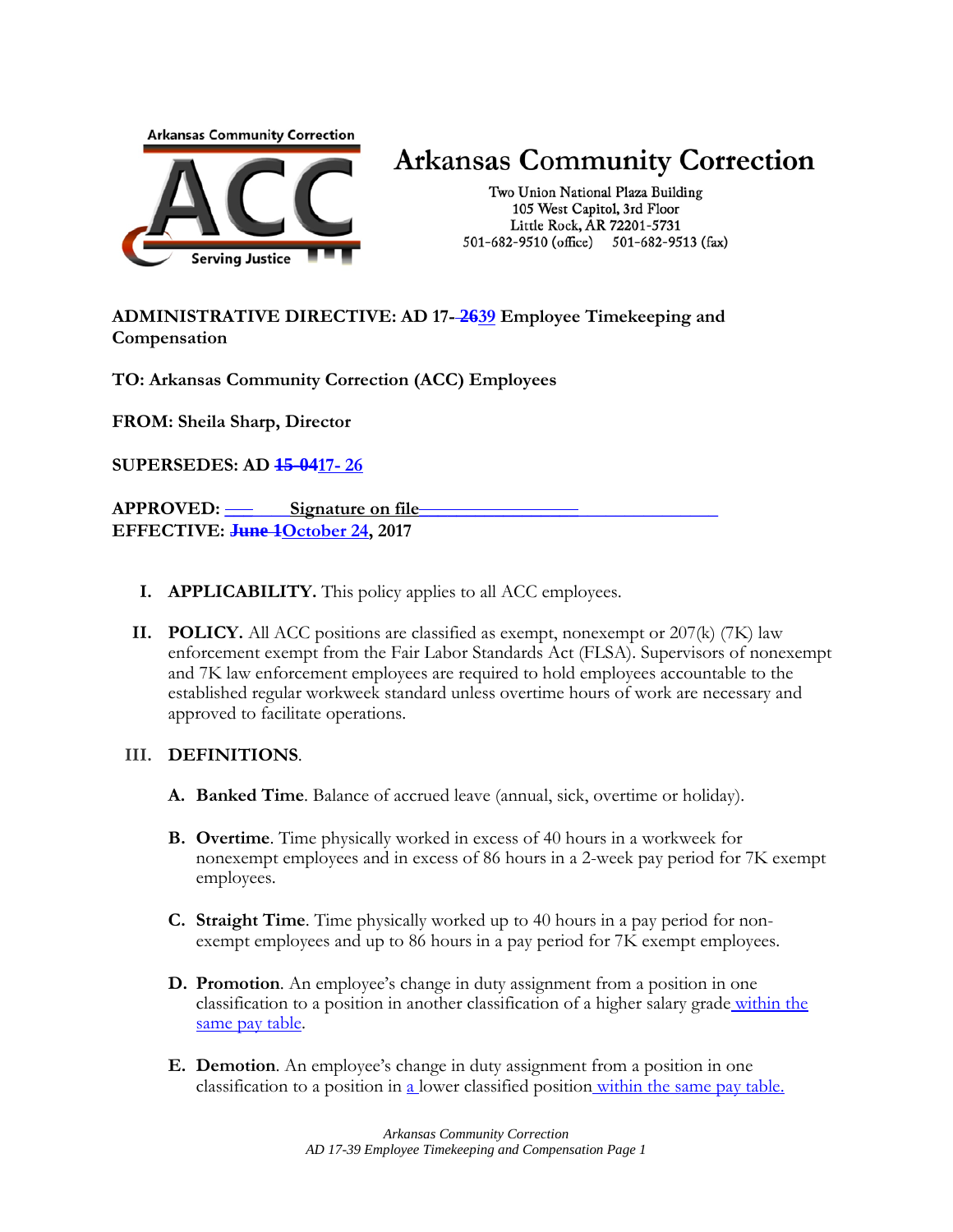# Arkansas Community Correction

Two Union National Plaza Building
105 West Capitol, 3rd Floor
Little Rock, AR 72201-5731
501-682-9510 (office) 501-682-9513 (fax)

**ADMINISTRATIVE DIRECTIVE: AD 17- ~~26~~39 Employee Timekeeping and Compensation**

**TO: Arkansas Community Correction (ACC) Employees**

**FROM: Sheila Sharp, Director**

**SUPERSEDES: AD ~~15-04~~17- 26**

**APPROVED: Signature on file**
**EFFECTIVE: ~~June 1~~October 24, 2017**

**I. APPLICABILITY.** This policy applies to all ACC employees.

**II. POLICY.** All ACC positions are classified as exempt, nonexempt or 207(k) (7K) law enforcement exempt from the Fair Labor Standards Act (FLSA). Supervisors of nonexempt and 7K law enforcement employees are required to hold employees accountable to the established regular workweek standard unless overtime hours of work are necessary and approved to facilitate operations.

**III. DEFINITIONS.**

**A. Banked Time**. Balance of accrued leave (annual, sick, overtime or holiday).

**B. Overtime**. Time physically worked in excess of 40 hours in a workweek for nonexempt employees and in excess of 86 hours in a 2-week pay period for 7K exempt employees.

**C. Straight Time**. Time physically worked up to 40 hours in a pay period for non-exempt employees and up to 86 hours in a pay period for 7K exempt employees.

**D. Promotion**. An employee's change in duty assignment from a position in one classification to a position in another classification of a higher salary grade within the same pay table.

**E. Demotion**. An employee's change in duty assignment from a position in one classification to a position in a lower classified position within the same pay table.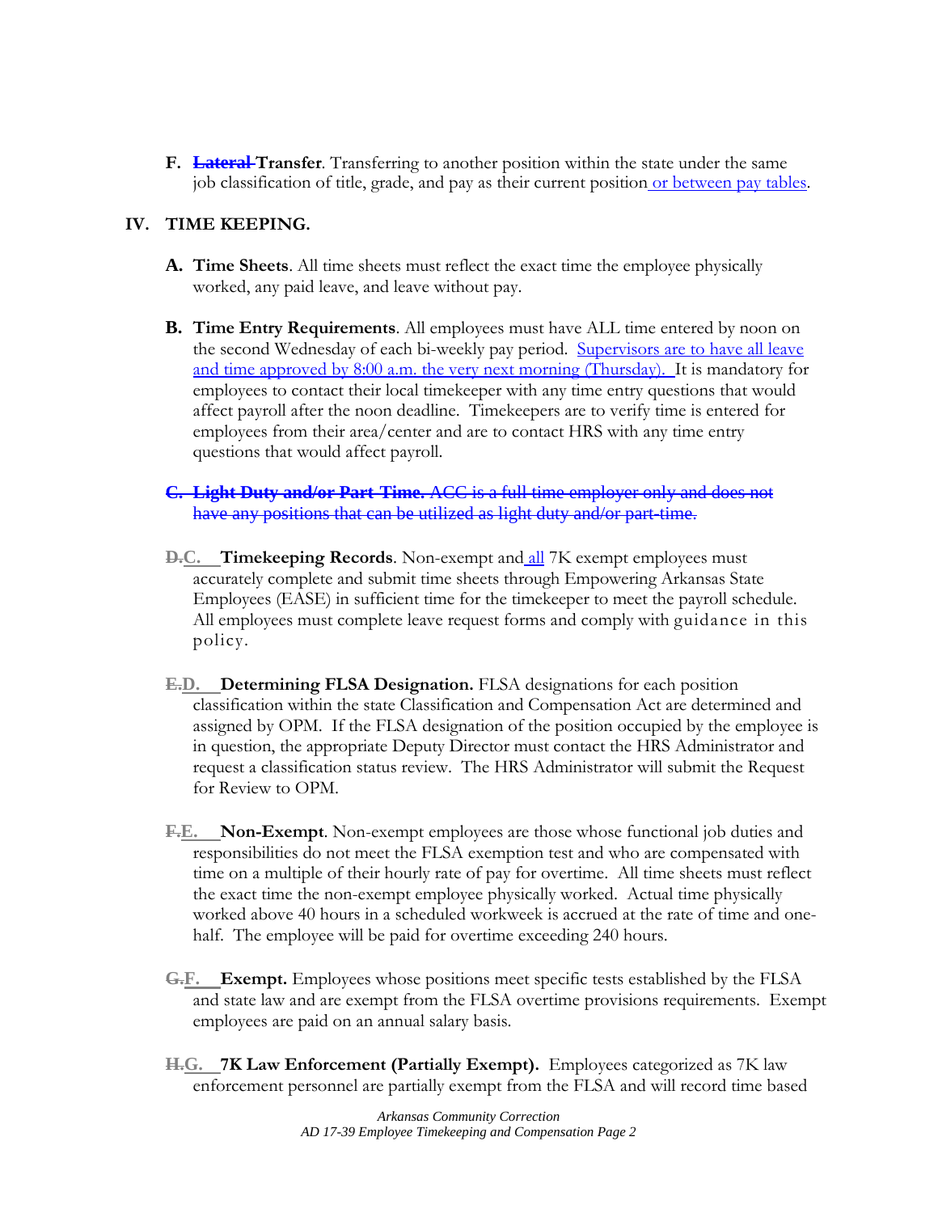**F.** ~~**Lateral**~~ **Transfer**. Transferring to another position within the state under the same job classification of title, grade, and pay as their current position or between pay tables.

## IV. TIME KEEPING.

**A. Time Sheets**. All time sheets must reflect the exact time the employee physically worked, any paid leave, and leave without pay.

**B. Time Entry Requirements**. All employees must have ALL time entered by noon on the second Wednesday of each bi-weekly pay period. Supervisors are to have all leave and time approved by 8:00 a.m. the very next morning (Thursday). It is mandatory for employees to contact their local timekeeper with any time entry questions that would affect payroll after the noon deadline. Timekeepers are to verify time is entered for employees from their area/center and are to contact HRS with any time entry questions that would affect payroll.

~~**C. Light Duty and/or Part-Time.** ACC is a full-time employer only and does not have any positions that can be utilized as light duty and/or part-time.~~

~~D.~~**C. Timekeeping Records**. Non-exempt and all 7K exempt employees must accurately complete and submit time sheets through Empowering Arkansas State Employees (EASE) in sufficient time for the timekeeper to meet the payroll schedule. All employees must complete leave request forms and comply with guidance in this policy.

~~E.~~**D. Determining FLSA Designation.** FLSA designations for each position classification within the state Classification and Compensation Act are determined and assigned by OPM. If the FLSA designation of the position occupied by the employee is in question, the appropriate Deputy Director must contact the HRS Administrator and request a classification status review. The HRS Administrator will submit the Request for Review to OPM.

~~F.~~**E. Non-Exempt**. Non-exempt employees are those whose functional job duties and responsibilities do not meet the FLSA exemption test and who are compensated with time on a multiple of their hourly rate of pay for overtime. All time sheets must reflect the exact time the non-exempt employee physically worked. Actual time physically worked above 40 hours in a scheduled workweek is accrued at the rate of time and one-half. The employee will be paid for overtime exceeding 240 hours.

~~G.~~**F. Exempt.** Employees whose positions meet specific tests established by the FLSA and state law and are exempt from the FLSA overtime provisions requirements. Exempt employees are paid on an annual salary basis.

~~H.~~**G. 7K Law Enforcement (Partially Exempt).** Employees categorized as 7K law enforcement personnel are partially exempt from the FLSA and will record time based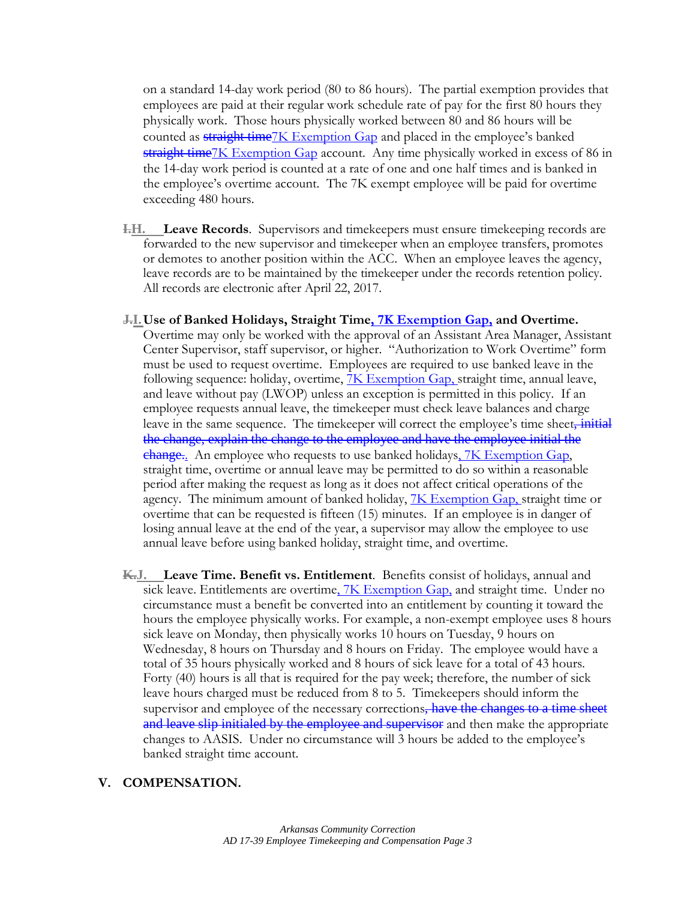on a standard 14-day work period (80 to 86 hours). The partial exemption provides that employees are paid at their regular work schedule rate of pay for the first 80 hours they physically work. Those hours physically worked between 80 and 86 hours will be counted as ~~straight time~~7K Exemption Gap and placed in the employee's banked ~~straight time~~7K Exemption Gap account. Any time physically worked in excess of 86 in the 14-day work period is counted at a rate of one and one half times and is banked in the employee's overtime account. The 7K exempt employee will be paid for overtime exceeding 480 hours.

~~I.~~**H.** **Leave Records**. Supervisors and timekeepers must ensure timekeeping records are forwarded to the new supervisor and timekeeper when an employee transfers, promotes or demotes to another position within the ACC. When an employee leaves the agency, leave records are to be maintained by the timekeeper under the records retention policy. All records are electronic after April 22, 2017.

~~J.~~**I.** **Use of Banked Holidays, Straight Time, 7K Exemption Gap, and Overtime.** Overtime may only be worked with the approval of an Assistant Area Manager, Assistant Center Supervisor, staff supervisor, or higher. "Authorization to Work Overtime" form must be used to request overtime. Employees are required to use banked leave in the following sequence: holiday, overtime, 7K Exemption Gap, straight time, annual leave, and leave without pay (LWOP) unless an exception is permitted in this policy. If an employee requests annual leave, the timekeeper must check leave balances and charge leave in the same sequence. The timekeeper will correct the employee's time sheet~~, initial the change, explain the change to the employee and have the employee initial the change.~~. An employee who requests to use banked holidays, 7K Exemption Gap, straight time, overtime or annual leave may be permitted to do so within a reasonable period after making the request as long as it does not affect critical operations of the agency. The minimum amount of banked holiday, 7K Exemption Gap, straight time or overtime that can be requested is fifteen (15) minutes. If an employee is in danger of losing annual leave at the end of the year, a supervisor may allow the employee to use annual leave before using banked holiday, straight time, and overtime.

~~K.~~**J.** **Leave Time. Benefit vs. Entitlement**. Benefits consist of holidays, annual and sick leave. Entitlements are overtime, 7K Exemption Gap, and straight time. Under no circumstance must a benefit be converted into an entitlement by counting it toward the hours the employee physically works. For example, a non-exempt employee uses 8 hours sick leave on Monday, then physically works 10 hours on Tuesday, 9 hours on Wednesday, 8 hours on Thursday and 8 hours on Friday. The employee would have a total of 35 hours physically worked and 8 hours of sick leave for a total of 43 hours. Forty (40) hours is all that is required for the pay week; therefore, the number of sick leave hours charged must be reduced from 8 to 5. Timekeepers should inform the supervisor and employee of the necessary corrections~~, have the changes to a time sheet and leave slip initialed by the employee and supervisor~~ and then make the appropriate changes to AASIS. Under no circumstance will 3 hours be added to the employee's banked straight time account.

## V. COMPENSATION.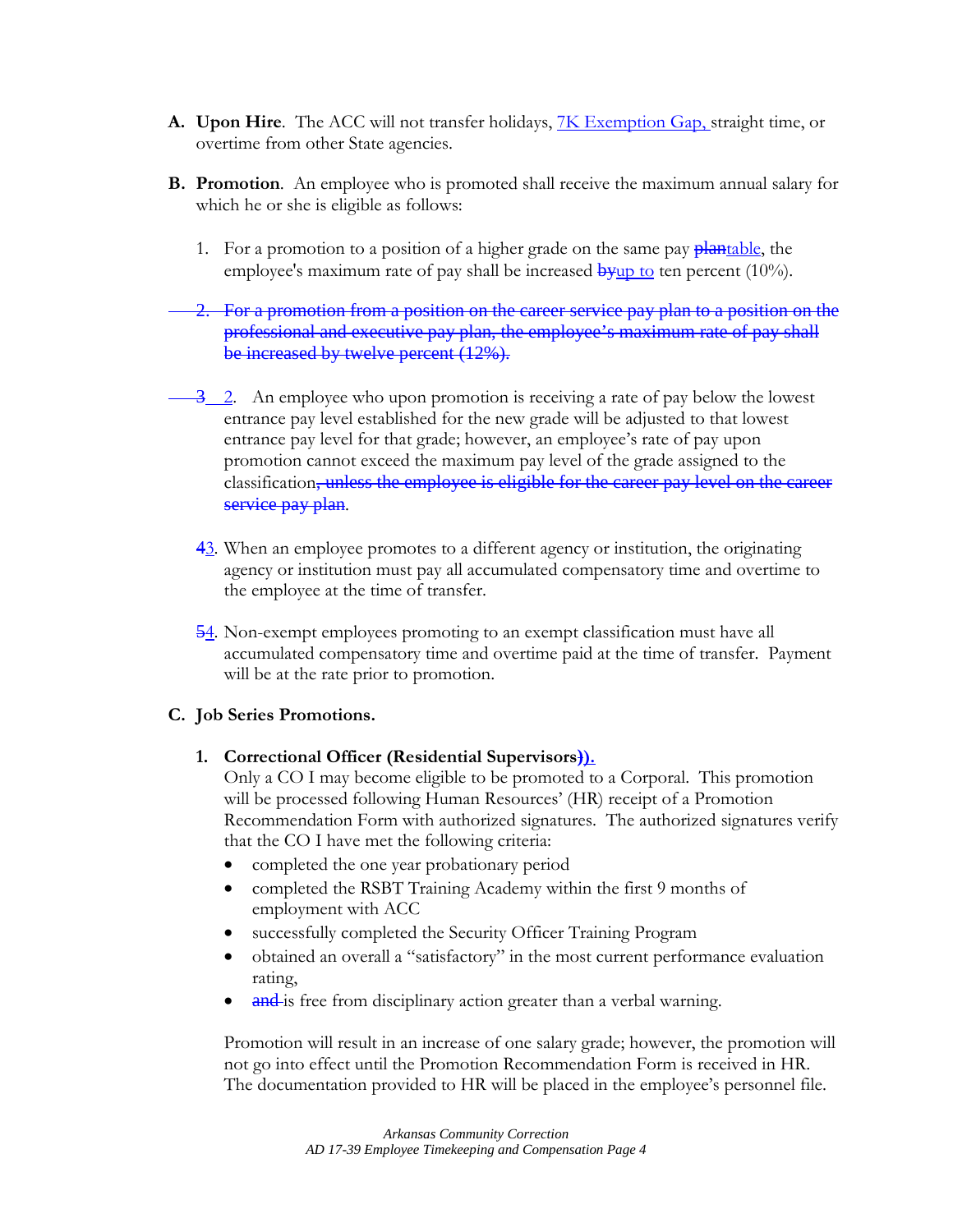**A. Upon Hire**. The ACC will not transfer holidays, 7K Exemption Gap, straight time, or overtime from other State agencies.

**B. Promotion**. An employee who is promoted shall receive the maximum annual salary for which he or she is eligible as follows:

1. For a promotion to a position of a higher grade on the same pay ~~plan~~table, the employee's maximum rate of pay shall be increased ~~by~~up to ten percent (10%).

~~2. For a promotion from a position on the career service pay plan to a position on the professional and executive pay plan, the employee's maximum rate of pay shall be increased by twelve percent (12%).~~

~~3~~ 2. An employee who upon promotion is receiving a rate of pay below the lowest entrance pay level established for the new grade will be adjusted to that lowest entrance pay level for that grade; however, an employee's rate of pay upon promotion cannot exceed the maximum pay level of the grade assigned to the classification~~, unless the employee is eligible for the career pay level on the career service pay plan~~.

~~4~~3. When an employee promotes to a different agency or institution, the originating agency or institution must pay all accumulated compensatory time and overtime to the employee at the time of transfer.

~~5~~4. Non-exempt employees promoting to an exempt classification must have all accumulated compensatory time and overtime paid at the time of transfer. Payment will be at the rate prior to promotion.

**C. Job Series Promotions.**

1. **Correctional Officer (Residential Supervisors~~)~~).**
   Only a CO I may become eligible to be promoted to a Corporal. This promotion will be processed following Human Resources' (HR) receipt of a Promotion Recommendation Form with authorized signatures. The authorized signatures verify that the CO I have met the following criteria:
   - completed the one year probationary period
   - completed the RSBT Training Academy within the first 9 months of employment with ACC
   - successfully completed the Security Officer Training Program
   - obtained an overall a "satisfactory" in the most current performance evaluation rating,
   - ~~and~~ is free from disciplinary action greater than a verbal warning.

   Promotion will result in an increase of one salary grade; however, the promotion will not go into effect until the Promotion Recommendation Form is received in HR. The documentation provided to HR will be placed in the employee's personnel file.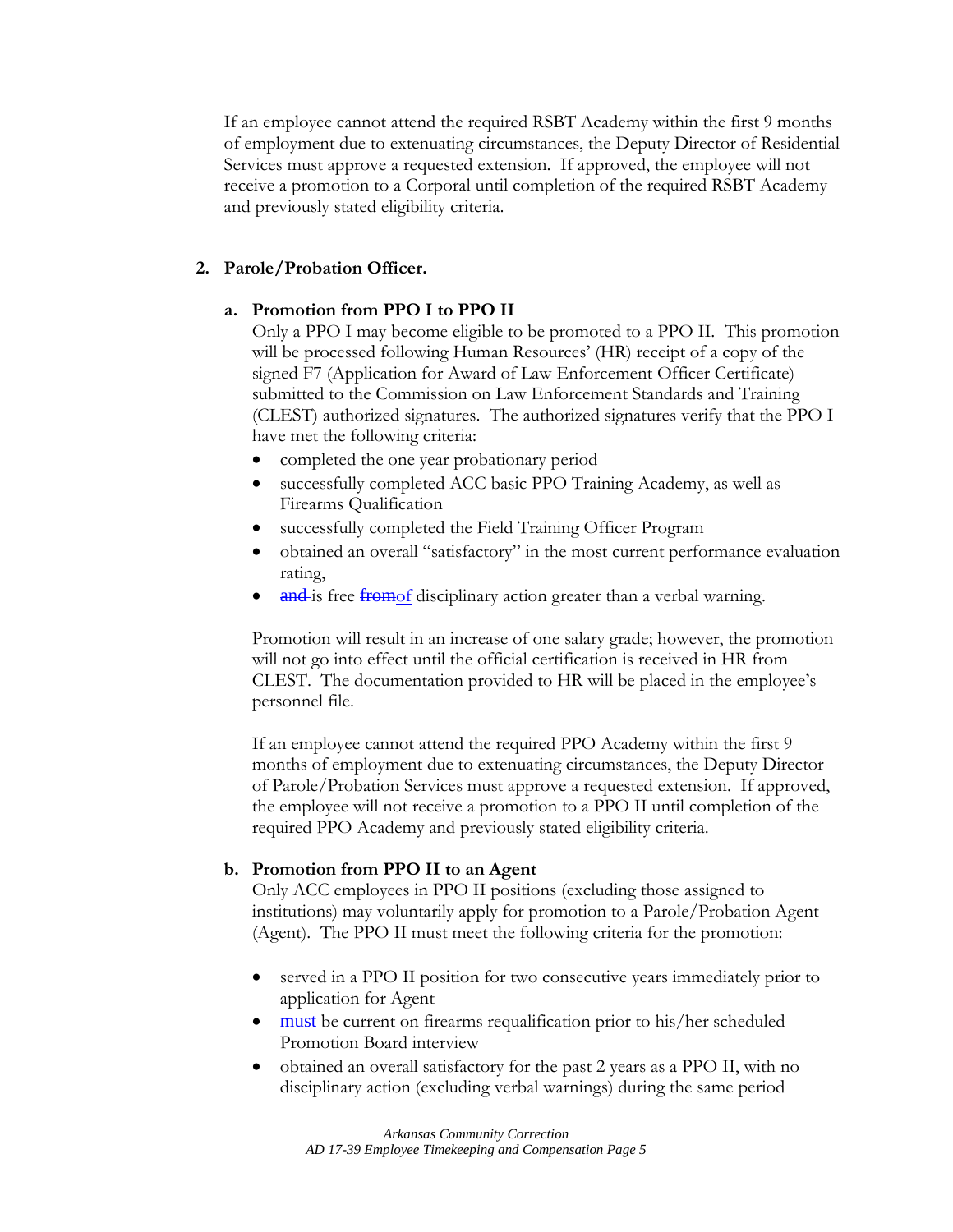If an employee cannot attend the required RSBT Academy within the first 9 months of employment due to extenuating circumstances, the Deputy Director of Residential Services must approve a requested extension. If approved, the employee will not receive a promotion to a Corporal until completion of the required RSBT Academy and previously stated eligibility criteria.

**2. Parole/Probation Officer.**

**a. Promotion from PPO I to PPO II**

Only a PPO I may become eligible to be promoted to a PPO II. This promotion will be processed following Human Resources' (HR) receipt of a copy of the signed F7 (Application for Award of Law Enforcement Officer Certificate) submitted to the Commission on Law Enforcement Standards and Training (CLEST) authorized signatures. The authorized signatures verify that the PPO I have met the following criteria:

- completed the one year probationary period
- successfully completed ACC basic PPO Training Academy, as well as Firearms Qualification
- successfully completed the Field Training Officer Program
- obtained an overall "satisfactory" in the most current performance evaluation rating,
- ~~and~~ is free ~~from~~of disciplinary action greater than a verbal warning.

Promotion will result in an increase of one salary grade; however, the promotion will not go into effect until the official certification is received in HR from CLEST. The documentation provided to HR will be placed in the employee's personnel file.

If an employee cannot attend the required PPO Academy within the first 9 months of employment due to extenuating circumstances, the Deputy Director of Parole/Probation Services must approve a requested extension. If approved, the employee will not receive a promotion to a PPO II until completion of the required PPO Academy and previously stated eligibility criteria.

**b. Promotion from PPO II to an Agent**

Only ACC employees in PPO II positions (excluding those assigned to institutions) may voluntarily apply for promotion to a Parole/Probation Agent (Agent). The PPO II must meet the following criteria for the promotion:

- served in a PPO II position for two consecutive years immediately prior to application for Agent
- ~~must~~ be current on firearms requalification prior to his/her scheduled Promotion Board interview
- obtained an overall satisfactory for the past 2 years as a PPO II, with no disciplinary action (excluding verbal warnings) during the same period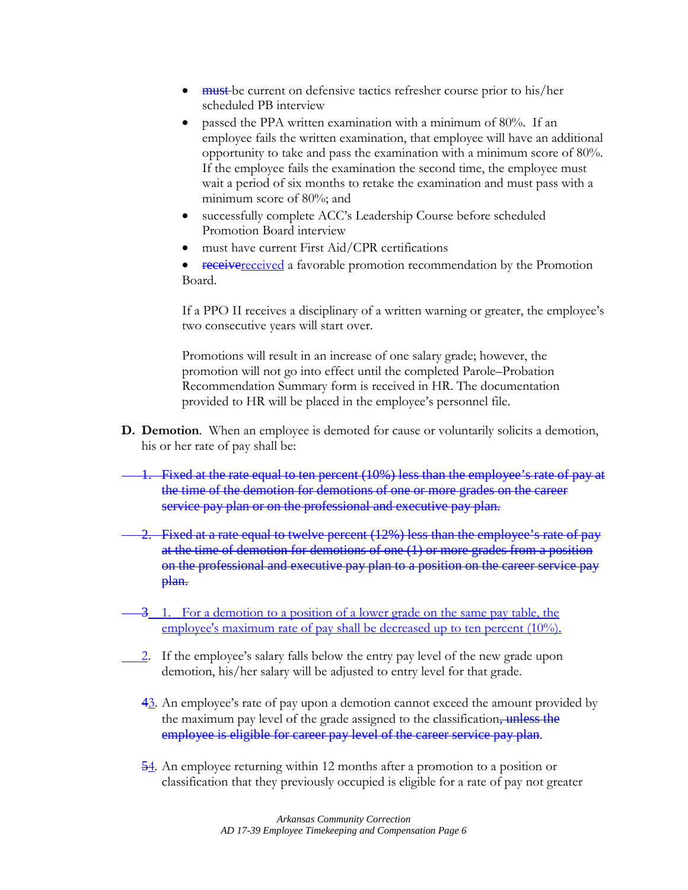- ~~must~~ be current on defensive tactics refresher course prior to his/her scheduled PB interview
- passed the PPA written examination with a minimum of 80%. If an employee fails the written examination, that employee will have an additional opportunity to take and pass the examination with a minimum score of 80%. If the employee fails the examination the second time, the employee must wait a period of six months to retake the examination and must pass with a minimum score of 80%; and
- successfully complete ACC's Leadership Course before scheduled Promotion Board interview
- must have current First Aid/CPR certifications
- ~~receive~~<u>received</u> a favorable promotion recommendation by the Promotion Board.

If a PPO II receives a disciplinary of a written warning or greater, the employee's two consecutive years will start over.

Promotions will result in an increase of one salary grade; however, the promotion will not go into effect until the completed Parole–Probation Recommendation Summary form is received in HR. The documentation provided to HR will be placed in the employee's personnel file.

**D. Demotion**. When an employee is demoted for cause or voluntarily solicits a demotion, his or her rate of pay shall be:

~~1. Fixed at the rate equal to ten percent (10%) less than the employee's rate of pay at the time of the demotion for demotions of one or more grades on the career service pay plan or on the professional and executive pay plan.~~

~~2. Fixed at a rate equal to twelve percent (12%) less than the employee's rate of pay at the time of demotion for demotions of one (1) or more grades from a position on the professional and executive pay plan to a position on the career service pay plan.~~

~~3~~ <u>1. For a demotion to a position of a lower grade on the same pay table, the employee's maximum rate of pay shall be decreased up to ten percent (10%).</u>

<u>2</u>. If the employee's salary falls below the entry pay level of the new grade upon demotion, his/her salary will be adjusted to entry level for that grade.

~~4~~<u>3</u>. An employee's rate of pay upon a demotion cannot exceed the amount provided by the maximum pay level of the grade assigned to the classification~~, unless the employee is eligible for career pay level of the career service pay plan~~.

~~5~~<u>4</u>. An employee returning within 12 months after a promotion to a position or classification that they previously occupied is eligible for a rate of pay not greater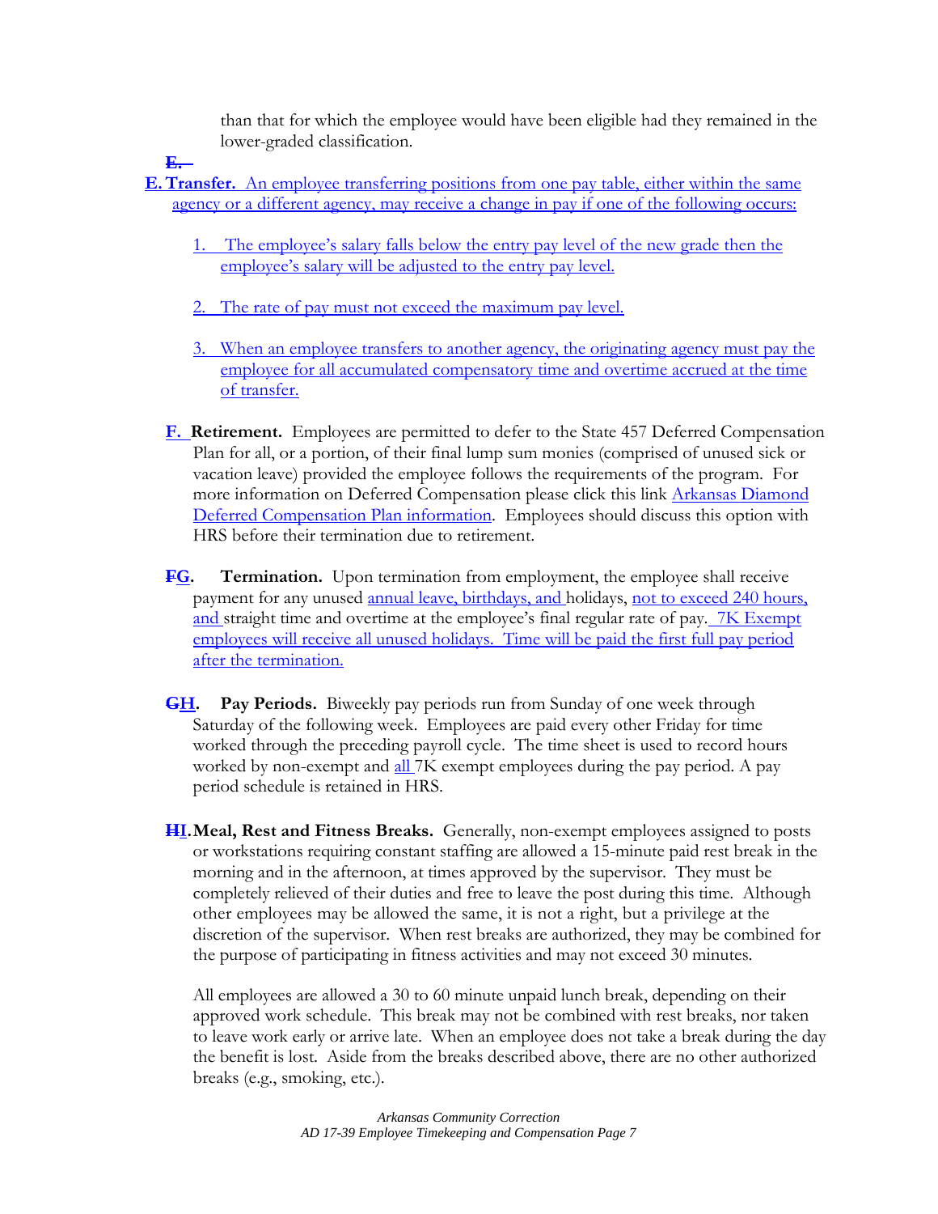than that for which the employee would have been eligible had they remained in the lower-graded classification.

E.

**E. Transfer.** An employee transferring positions from one pay table, either within the same agency or a different agency, may receive a change in pay if one of the following occurs:

1. The employee's salary falls below the entry pay level of the new grade then the employee's salary will be adjusted to the entry pay level.

2. The rate of pay must not exceed the maximum pay level.

3. When an employee transfers to another agency, the originating agency must pay the employee for all accumulated compensatory time and overtime accrued at the time of transfer.

**F. Retirement.** Employees are permitted to defer to the State 457 Deferred Compensation Plan for all, or a portion, of their final lump sum monies (comprised of unused sick or vacation leave) provided the employee follows the requirements of the program. For more information on Deferred Compensation please click this link [Arkansas Diamond Deferred Compensation Plan information](). Employees should discuss this option with HRS before their termination due to retirement.

**FG. Termination.** Upon termination from employment, the employee shall receive payment for any unused annual leave, birthdays, and holidays, not to exceed 240 hours, and straight time and overtime at the employee's final regular rate of pay. 7K Exempt employees will receive all unused holidays. Time will be paid the first full pay period after the termination.

**GH. Pay Periods.** Biweekly pay periods run from Sunday of one week through Saturday of the following week. Employees are paid every other Friday for time worked through the preceding payroll cycle. The time sheet is used to record hours worked by non-exempt and all 7K exempt employees during the pay period. A pay period schedule is retained in HRS.

**HI. Meal, Rest and Fitness Breaks.** Generally, non-exempt employees assigned to posts or workstations requiring constant staffing are allowed a 15-minute paid rest break in the morning and in the afternoon, at times approved by the supervisor. They must be completely relieved of their duties and free to leave the post during this time. Although other employees may be allowed the same, it is not a right, but a privilege at the discretion of the supervisor. When rest breaks are authorized, they may be combined for the purpose of participating in fitness activities and may not exceed 30 minutes.

All employees are allowed a 30 to 60 minute unpaid lunch break, depending on their approved work schedule. This break may not be combined with rest breaks, nor taken to leave work early or arrive late. When an employee does not take a break during the day the benefit is lost. Aside from the breaks described above, there are no other authorized breaks (e.g., smoking, etc.).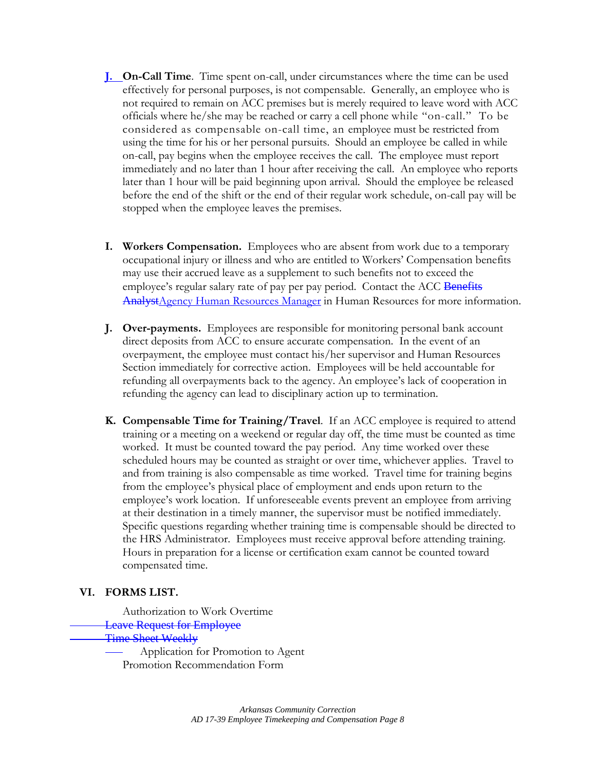**J. On-Call Time**. Time spent on-call, under circumstances where the time can be used effectively for personal purposes, is not compensable. Generally, an employee who is not required to remain on ACC premises but is merely required to leave word with ACC officials where he/she may be reached or carry a cell phone while "on-call." To be considered as compensable on-call time, an employee must be restricted from using the time for his or her personal pursuits. Should an employee be called in while on-call, pay begins when the employee receives the call. The employee must report immediately and no later than 1 hour after receiving the call. An employee who reports later than 1 hour will be paid beginning upon arrival. Should the employee be released before the end of the shift or the end of their regular work schedule, on-call pay will be stopped when the employee leaves the premises.

**I. Workers Compensation.** Employees who are absent from work due to a temporary occupational injury or illness and who are entitled to Workers' Compensation benefits may use their accrued leave as a supplement to such benefits not to exceed the employee's regular salary rate of pay per pay period. Contact the ACC ~~Benefits Analyst~~Agency Human Resources Manager in Human Resources for more information.

**J. Over-payments.** Employees are responsible for monitoring personal bank account direct deposits from ACC to ensure accurate compensation. In the event of an overpayment, the employee must contact his/her supervisor and Human Resources Section immediately for corrective action. Employees will be held accountable for refunding all overpayments back to the agency. An employee's lack of cooperation in refunding the agency can lead to disciplinary action up to termination.

**K. Compensable Time for Training/Travel**. If an ACC employee is required to attend training or a meeting on a weekend or regular day off, the time must be counted as time worked. It must be counted toward the pay period. Any time worked over these scheduled hours may be counted as straight or over time, whichever applies. Travel to and from training is also compensable as time worked. Travel time for training begins from the employee's physical place of employment and ends upon return to the employee's work location. If unforeseeable events prevent an employee from arriving at their destination in a timely manner, the supervisor must be notified immediately. Specific questions regarding whether training time is compensable should be directed to the HRS Administrator. Employees must receive approval before attending training. Hours in preparation for a license or certification exam cannot be counted toward compensated time.

## VI. FORMS LIST.

Authorization to Work Overtime

~~Leave Request for Employee~~

~~Time Sheet Weekly~~

Application for Promotion to Agent

Promotion Recommendation Form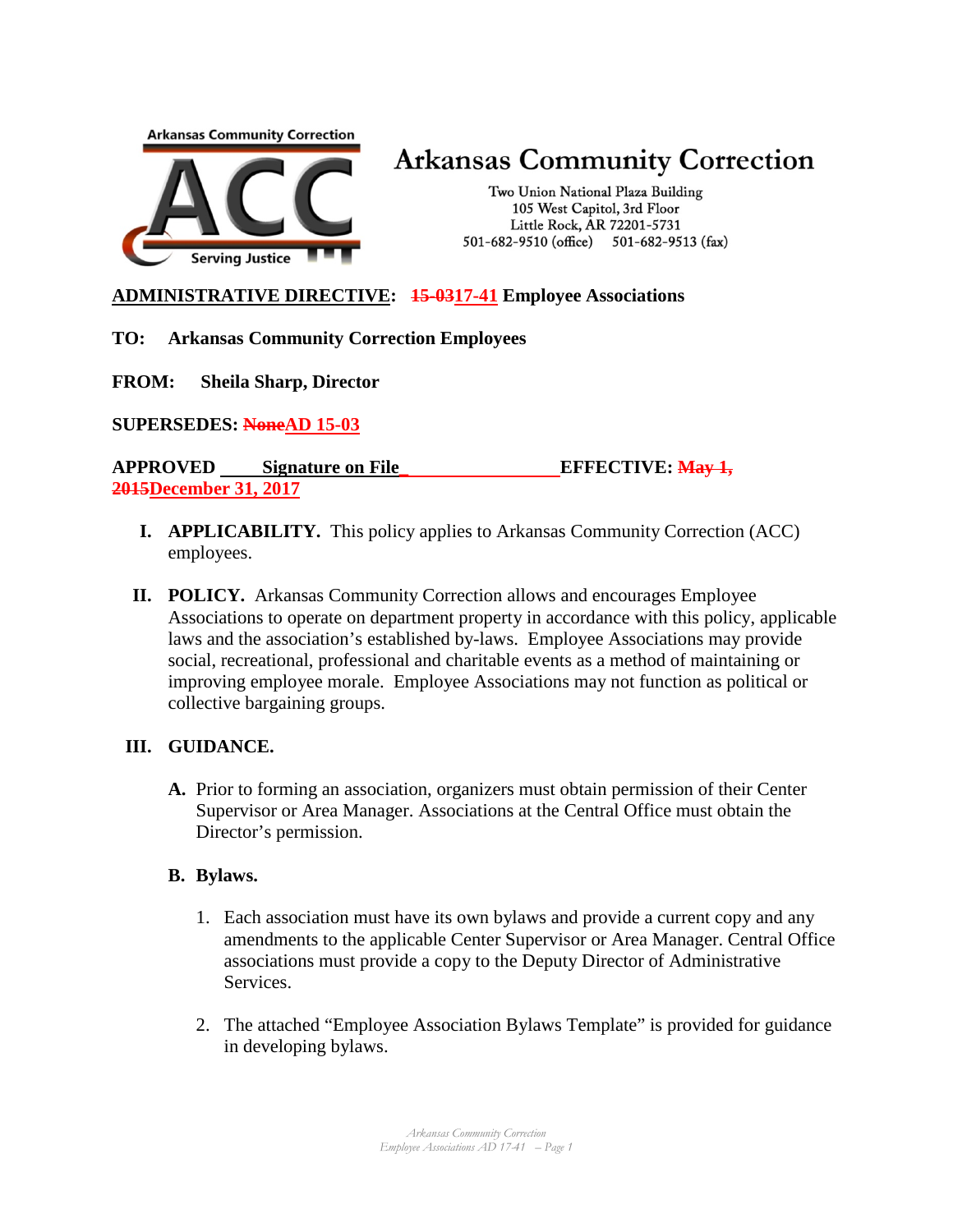Arkansas Community Correction

Two Union National Plaza Building
105 West Capitol, 3rd Floor
Little Rock, AR 72201-5731
501-682-9510 (office) 501-682-9513 (fax)

**ADMINISTRATIVE DIRECTIVE: ~~15-03~~17-41 Employee Associations**

**TO: Arkansas Community Correction Employees**

**FROM: Sheila Sharp, Director**

**SUPERSEDES: ~~None~~AD 15-03**

**APPROVED Signature on File EFFECTIVE: ~~May 1, 2015~~December 31, 2017**

**I. APPLICABILITY.** This policy applies to Arkansas Community Correction (ACC) employees.

**II. POLICY.** Arkansas Community Correction allows and encourages Employee Associations to operate on department property in accordance with this policy, applicable laws and the association's established by-laws. Employee Associations may provide social, recreational, professional and charitable events as a method of maintaining or improving employee morale. Employee Associations may not function as political or collective bargaining groups.

**III. GUIDANCE.**

**A.** Prior to forming an association, organizers must obtain permission of their Center Supervisor or Area Manager. Associations at the Central Office must obtain the Director's permission.

**B. Bylaws.**

1. Each association must have its own bylaws and provide a current copy and any amendments to the applicable Center Supervisor or Area Manager. Central Office associations must provide a copy to the Deputy Director of Administrative Services.

2. The attached "Employee Association Bylaws Template" is provided for guidance in developing bylaws.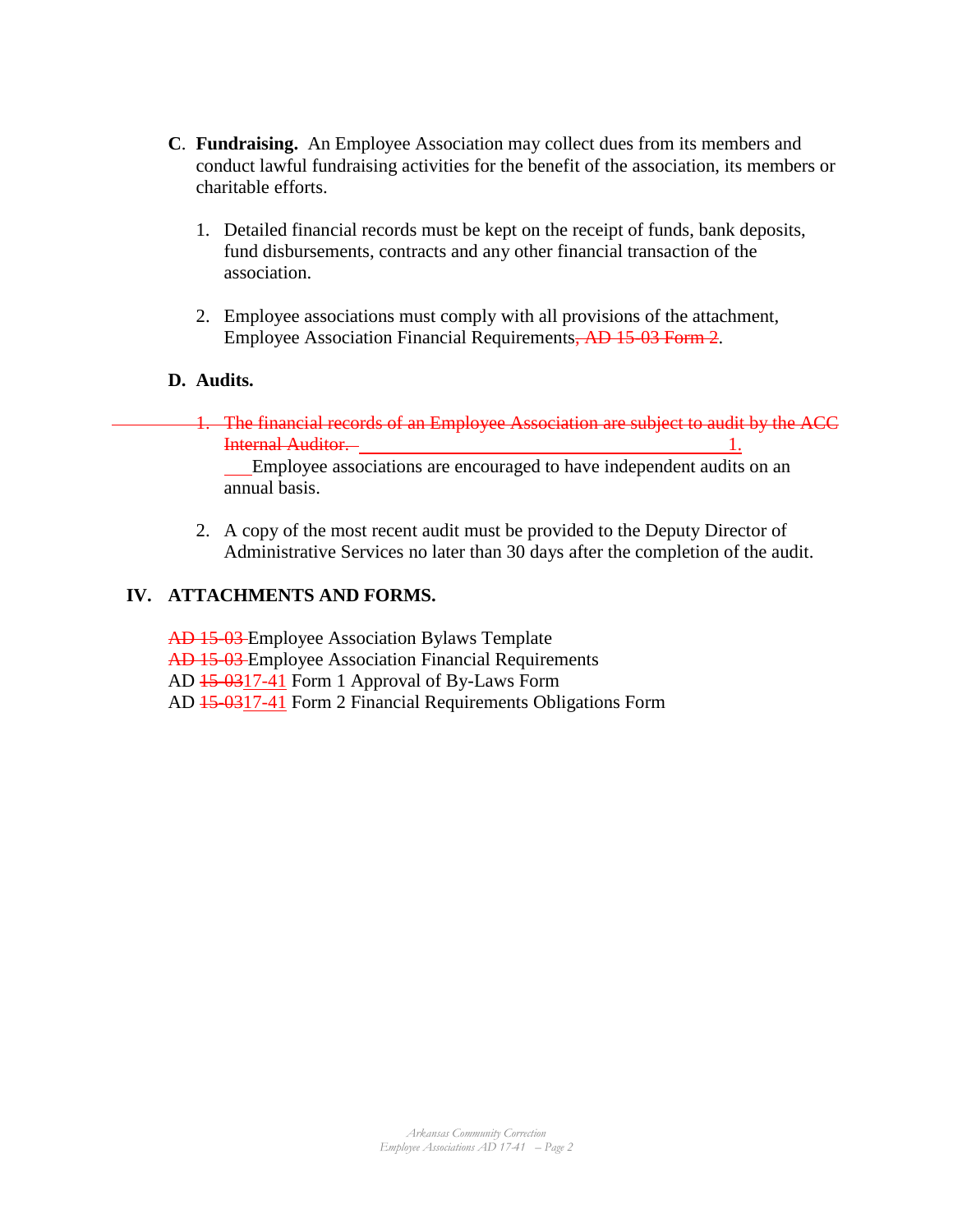**C**. **Fundraising.** An Employee Association may collect dues from its members and conduct lawful fundraising activities for the benefit of the association, its members or charitable efforts.

1. Detailed financial records must be kept on the receipt of funds, bank deposits, fund disbursements, contracts and any other financial transaction of the association.

2. Employee associations must comply with all provisions of the attachment, Employee Association Financial Requirements~~, AD 15-03 Form 2~~.

**D. Audits.**

1. ~~The financial records of an Employee Association are subject to audit by the ACC Internal Auditor.~~ Employee associations are encouraged to have independent audits on an annual basis.

2. A copy of the most recent audit must be provided to the Deputy Director of Administrative Services no later than 30 days after the completion of the audit.

**IV. ATTACHMENTS AND FORMS.**

~~AD 15-03~~ Employee Association Bylaws Template
~~AD 15-03~~ Employee Association Financial Requirements
AD ~~15-03~~17-41 Form 1 Approval of By-Laws Form
AD ~~15-03~~17-41 Form 2 Financial Requirements Obligations Form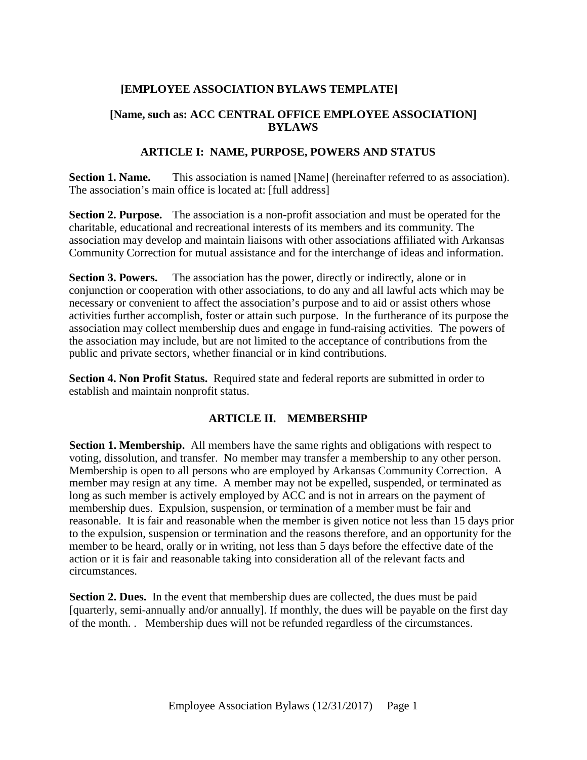## [EMPLOYEE ASSOCIATION BYLAWS TEMPLATE]

## [Name, such as: ACC CENTRAL OFFICE EMPLOYEE ASSOCIATION] BYLAWS

### ARTICLE I: NAME, PURPOSE, POWERS AND STATUS

**Section 1. Name.** This association is named [Name] (hereinafter referred to as association). The association's main office is located at: [full address]

**Section 2. Purpose.** The association is a non-profit association and must be operated for the charitable, educational and recreational interests of its members and its community. The association may develop and maintain liaisons with other associations affiliated with Arkansas Community Correction for mutual assistance and for the interchange of ideas and information.

**Section 3. Powers.** The association has the power, directly or indirectly, alone or in conjunction or cooperation with other associations, to do any and all lawful acts which may be necessary or convenient to affect the association's purpose and to aid or assist others whose activities further accomplish, foster or attain such purpose. In the furtherance of its purpose the association may collect membership dues and engage in fund-raising activities. The powers of the association may include, but are not limited to the acceptance of contributions from the public and private sectors, whether financial or in kind contributions.

**Section 4. Non Profit Status.** Required state and federal reports are submitted in order to establish and maintain nonprofit status.

### ARTICLE II. MEMBERSHIP

**Section 1. Membership.** All members have the same rights and obligations with respect to voting, dissolution, and transfer. No member may transfer a membership to any other person. Membership is open to all persons who are employed by Arkansas Community Correction. A member may resign at any time. A member may not be expelled, suspended, or terminated as long as such member is actively employed by ACC and is not in arrears on the payment of membership dues. Expulsion, suspension, or termination of a member must be fair and reasonable. It is fair and reasonable when the member is given notice not less than 15 days prior to the expulsion, suspension or termination and the reasons therefore, and an opportunity for the member to be heard, orally or in writing, not less than 5 days before the effective date of the action or it is fair and reasonable taking into consideration all of the relevant facts and circumstances.

**Section 2. Dues.** In the event that membership dues are collected, the dues must be paid [quarterly, semi-annually and/or annually]. If monthly, the dues will be payable on the first day of the month. . Membership dues will not be refunded regardless of the circumstances.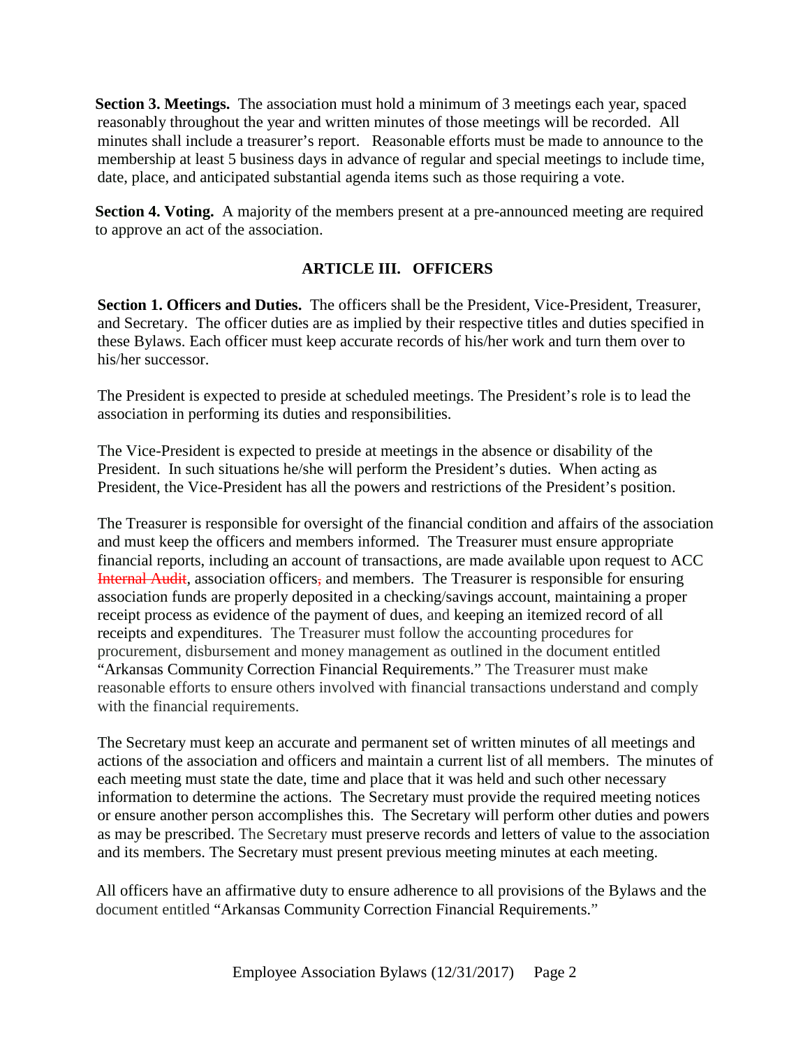**Section 3. Meetings.** The association must hold a minimum of 3 meetings each year, spaced reasonably throughout the year and written minutes of those meetings will be recorded. All minutes shall include a treasurer's report. Reasonable efforts must be made to announce to the membership at least 5 business days in advance of regular and special meetings to include time, date, place, and anticipated substantial agenda items such as those requiring a vote.

**Section 4. Voting.** A majority of the members present at a pre-announced meeting are required to approve an act of the association.

## ARTICLE III. OFFICERS

**Section 1. Officers and Duties.** The officers shall be the President, Vice-President, Treasurer, and Secretary. The officer duties are as implied by their respective titles and duties specified in these Bylaws. Each officer must keep accurate records of his/her work and turn them over to his/her successor.

The President is expected to preside at scheduled meetings. The President's role is to lead the association in performing its duties and responsibilities.

The Vice-President is expected to preside at meetings in the absence or disability of the President. In such situations he/she will perform the President's duties. When acting as President, the Vice-President has all the powers and restrictions of the President's position.

The Treasurer is responsible for oversight of the financial condition and affairs of the association and must keep the officers and members informed. The Treasurer must ensure appropriate financial reports, including an account of transactions, are made available upon request to ACC ~~Internal Audit~~, association officers~~,~~ and members. The Treasurer is responsible for ensuring association funds are properly deposited in a checking/savings account, maintaining a proper receipt process as evidence of the payment of dues, and keeping an itemized record of all receipts and expenditures. The Treasurer must follow the accounting procedures for procurement, disbursement and money management as outlined in the document entitled "Arkansas Community Correction Financial Requirements." The Treasurer must make reasonable efforts to ensure others involved with financial transactions understand and comply with the financial requirements.

The Secretary must keep an accurate and permanent set of written minutes of all meetings and actions of the association and officers and maintain a current list of all members. The minutes of each meeting must state the date, time and place that it was held and such other necessary information to determine the actions. The Secretary must provide the required meeting notices or ensure another person accomplishes this. The Secretary will perform other duties and powers as may be prescribed. The Secretary must preserve records and letters of value to the association and its members. The Secretary must present previous meeting minutes at each meeting.

All officers have an affirmative duty to ensure adherence to all provisions of the Bylaws and the document entitled "Arkansas Community Correction Financial Requirements."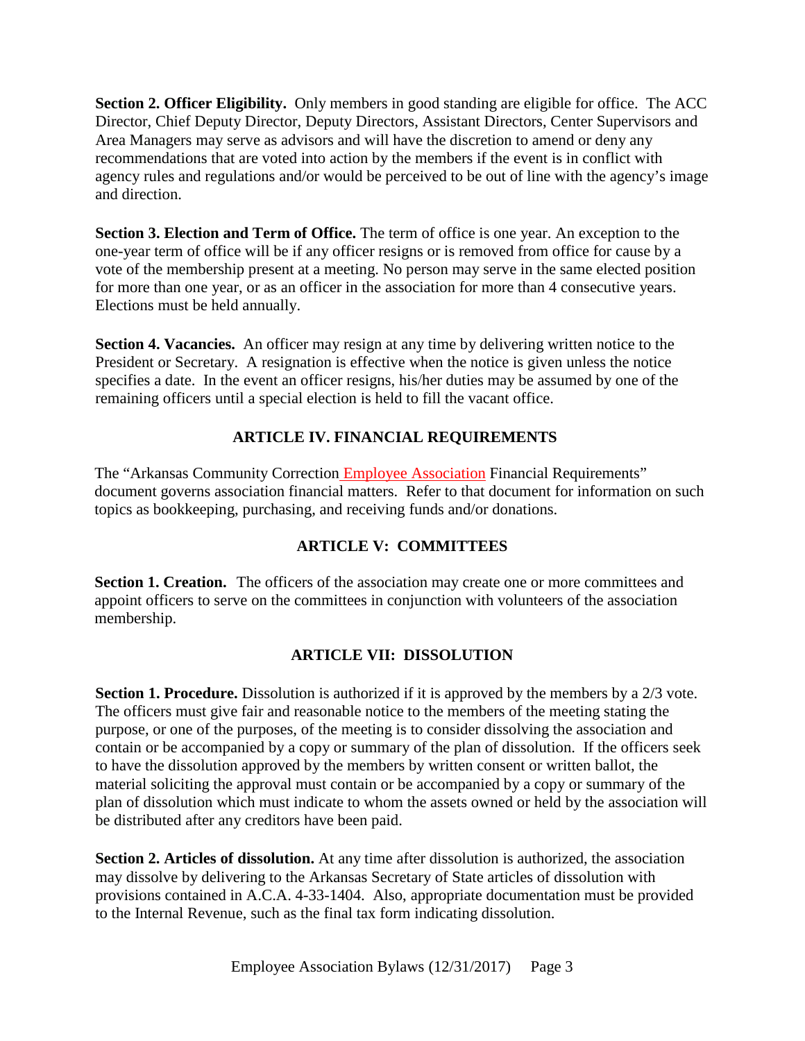**Section 2. Officer Eligibility.** Only members in good standing are eligible for office. The ACC Director, Chief Deputy Director, Deputy Directors, Assistant Directors, Center Supervisors and Area Managers may serve as advisors and will have the discretion to amend or deny any recommendations that are voted into action by the members if the event is in conflict with agency rules and regulations and/or would be perceived to be out of line with the agency's image and direction.

**Section 3. Election and Term of Office.** The term of office is one year. An exception to the one-year term of office will be if any officer resigns or is removed from office for cause by a vote of the membership present at a meeting. No person may serve in the same elected position for more than one year, or as an officer in the association for more than 4 consecutive years. Elections must be held annually.

**Section 4. Vacancies.** An officer may resign at any time by delivering written notice to the President or Secretary. A resignation is effective when the notice is given unless the notice specifies a date. In the event an officer resigns, his/her duties may be assumed by one of the remaining officers until a special election is held to fill the vacant office.

## ARTICLE IV. FINANCIAL REQUIREMENTS

The "Arkansas Community Correction Employee Association Financial Requirements" document governs association financial matters. Refer to that document for information on such topics as bookkeeping, purchasing, and receiving funds and/or donations.

## ARTICLE V: COMMITTEES

**Section 1. Creation.** The officers of the association may create one or more committees and appoint officers to serve on the committees in conjunction with volunteers of the association membership.

## ARTICLE VII: DISSOLUTION

**Section 1. Procedure.** Dissolution is authorized if it is approved by the members by a 2/3 vote. The officers must give fair and reasonable notice to the members of the meeting stating the purpose, or one of the purposes, of the meeting is to consider dissolving the association and contain or be accompanied by a copy or summary of the plan of dissolution. If the officers seek to have the dissolution approved by the members by written consent or written ballot, the material soliciting the approval must contain or be accompanied by a copy or summary of the plan of dissolution which must indicate to whom the assets owned or held by the association will be distributed after any creditors have been paid.

**Section 2. Articles of dissolution.** At any time after dissolution is authorized, the association may dissolve by delivering to the Arkansas Secretary of State articles of dissolution with provisions contained in A.C.A. 4-33-1404. Also, appropriate documentation must be provided to the Internal Revenue, such as the final tax form indicating dissolution.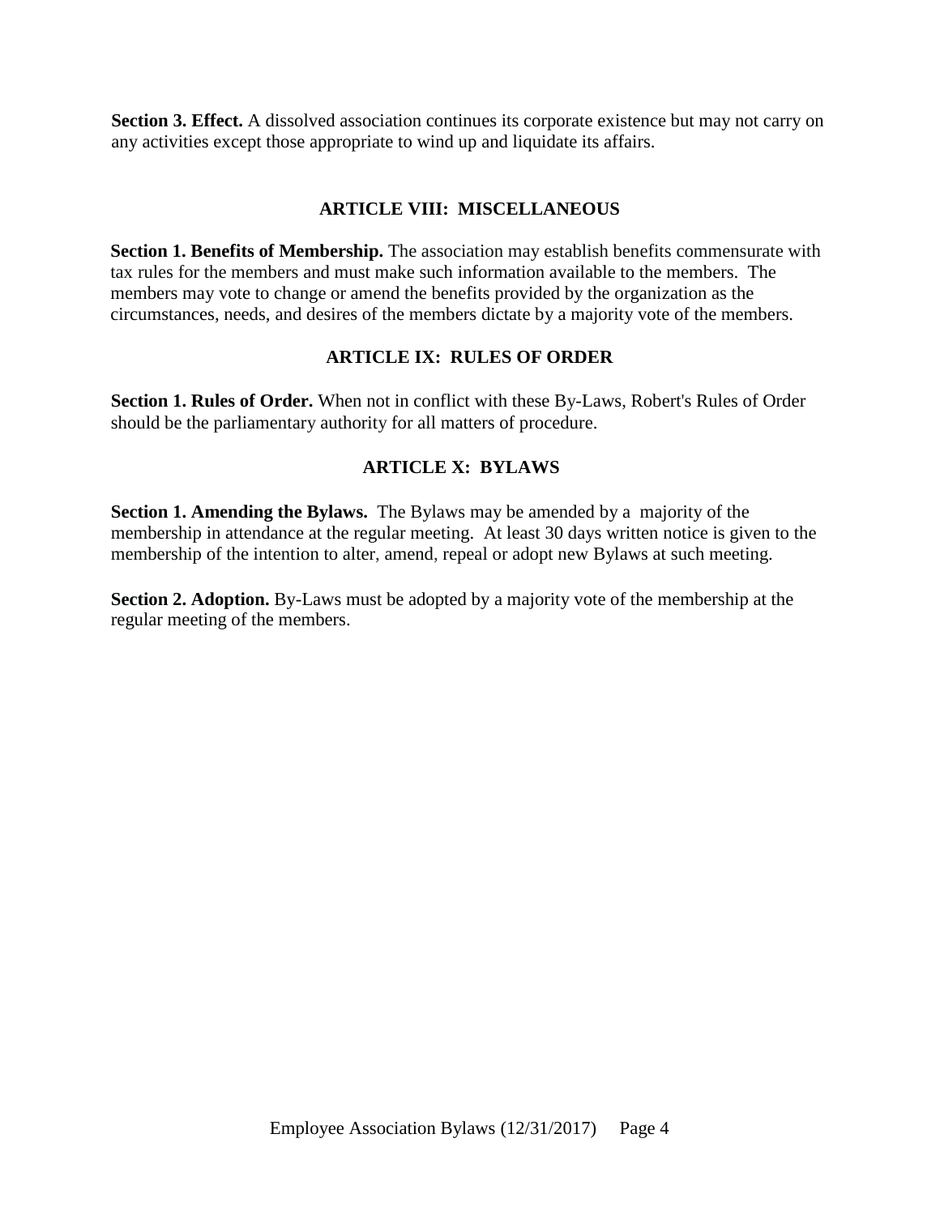**Section 3. Effect.** A dissolved association continues its corporate existence but may not carry on any activities except those appropriate to wind up and liquidate its affairs.

## ARTICLE VIII: MISCELLANEOUS

**Section 1. Benefits of Membership.** The association may establish benefits commensurate with tax rules for the members and must make such information available to the members. The members may vote to change or amend the benefits provided by the organization as the circumstances, needs, and desires of the members dictate by a majority vote of the members.

## ARTICLE IX: RULES OF ORDER

**Section 1. Rules of Order.** When not in conflict with these By-Laws, Robert's Rules of Order should be the parliamentary authority for all matters of procedure.

## ARTICLE X: BYLAWS

**Section 1. Amending the Bylaws.** The Bylaws may be amended by a majority of the membership in attendance at the regular meeting. At least 30 days written notice is given to the membership of the intention to alter, amend, repeal or adopt new Bylaws at such meeting.

**Section 2. Adoption.** By-Laws must be adopted by a majority vote of the membership at the regular meeting of the members.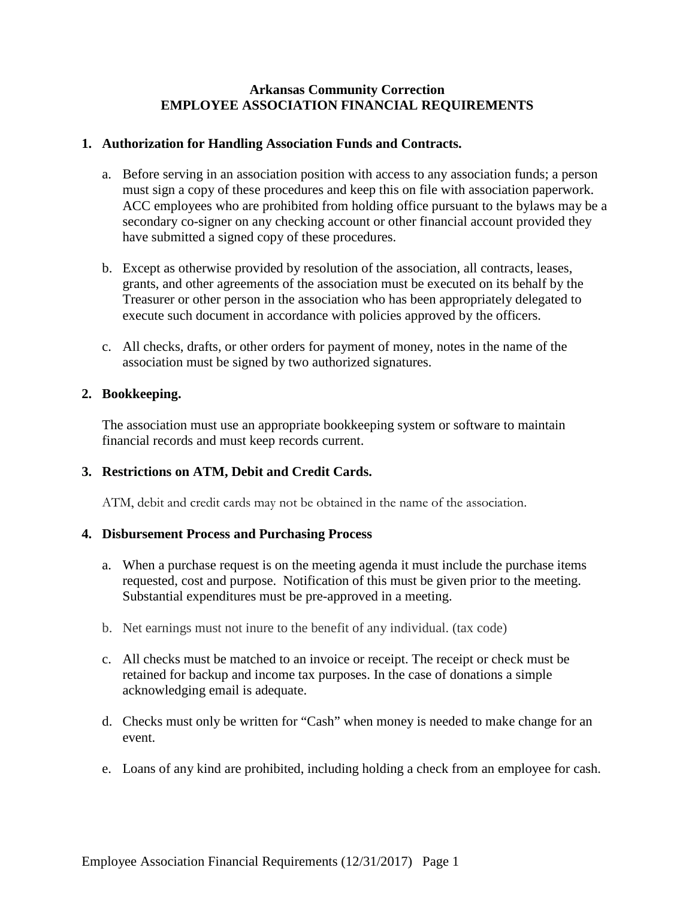**Arkansas Community Correction**
**EMPLOYEE ASSOCIATION FINANCIAL REQUIREMENTS**

## 1. Authorization for Handling Association Funds and Contracts.

a. Before serving in an association position with access to any association funds; a person must sign a copy of these procedures and keep this on file with association paperwork. ACC employees who are prohibited from holding office pursuant to the bylaws may be a secondary co-signer on any checking account or other financial account provided they have submitted a signed copy of these procedures.

b. Except as otherwise provided by resolution of the association, all contracts, leases, grants, and other agreements of the association must be executed on its behalf by the Treasurer or other person in the association who has been appropriately delegated to execute such document in accordance with policies approved by the officers.

c. All checks, drafts, or other orders for payment of money, notes in the name of the association must be signed by two authorized signatures.

## 2. Bookkeeping.

The association must use an appropriate bookkeeping system or software to maintain financial records and must keep records current.

## 3. Restrictions on ATM, Debit and Credit Cards.

ATM, debit and credit cards may not be obtained in the name of the association.

## 4. Disbursement Process and Purchasing Process

a. When a purchase request is on the meeting agenda it must include the purchase items requested, cost and purpose. Notification of this must be given prior to the meeting. Substantial expenditures must be pre-approved in a meeting.

b. Net earnings must not inure to the benefit of any individual. (tax code)

c. All checks must be matched to an invoice or receipt. The receipt or check must be retained for backup and income tax purposes. In the case of donations a simple acknowledging email is adequate.

d. Checks must only be written for "Cash" when money is needed to make change for an event.

e. Loans of any kind are prohibited, including holding a check from an employee for cash.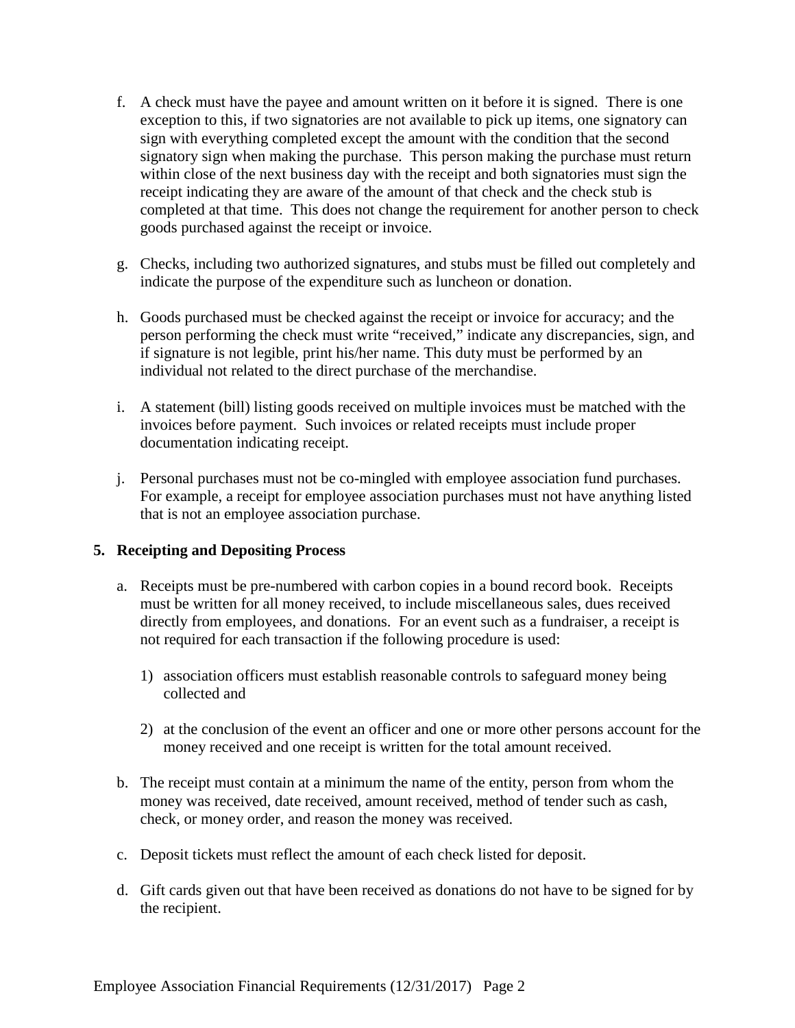f. A check must have the payee and amount written on it before it is signed. There is one exception to this, if two signatories are not available to pick up items, one signatory can sign with everything completed except the amount with the condition that the second signatory sign when making the purchase. This person making the purchase must return within close of the next business day with the receipt and both signatories must sign the receipt indicating they are aware of the amount of that check and the check stub is completed at that time. This does not change the requirement for another person to check goods purchased against the receipt or invoice.

g. Checks, including two authorized signatures, and stubs must be filled out completely and indicate the purpose of the expenditure such as luncheon or donation.

h. Goods purchased must be checked against the receipt or invoice for accuracy; and the person performing the check must write "received," indicate any discrepancies, sign, and if signature is not legible, print his/her name. This duty must be performed by an individual not related to the direct purchase of the merchandise.

i. A statement (bill) listing goods received on multiple invoices must be matched with the invoices before payment. Such invoices or related receipts must include proper documentation indicating receipt.

j. Personal purchases must not be co-mingled with employee association fund purchases. For example, a receipt for employee association purchases must not have anything listed that is not an employee association purchase.

**5. Receipting and Depositing Process**

a. Receipts must be pre-numbered with carbon copies in a bound record book. Receipts must be written for all money received, to include miscellaneous sales, dues received directly from employees, and donations. For an event such as a fundraiser, a receipt is not required for each transaction if the following procedure is used:

   1) association officers must establish reasonable controls to safeguard money being collected and

   2) at the conclusion of the event an officer and one or more other persons account for the money received and one receipt is written for the total amount received.

b. The receipt must contain at a minimum the name of the entity, person from whom the money was received, date received, amount received, method of tender such as cash, check, or money order, and reason the money was received.

c. Deposit tickets must reflect the amount of each check listed for deposit.

d. Gift cards given out that have been received as donations do not have to be signed for by the recipient.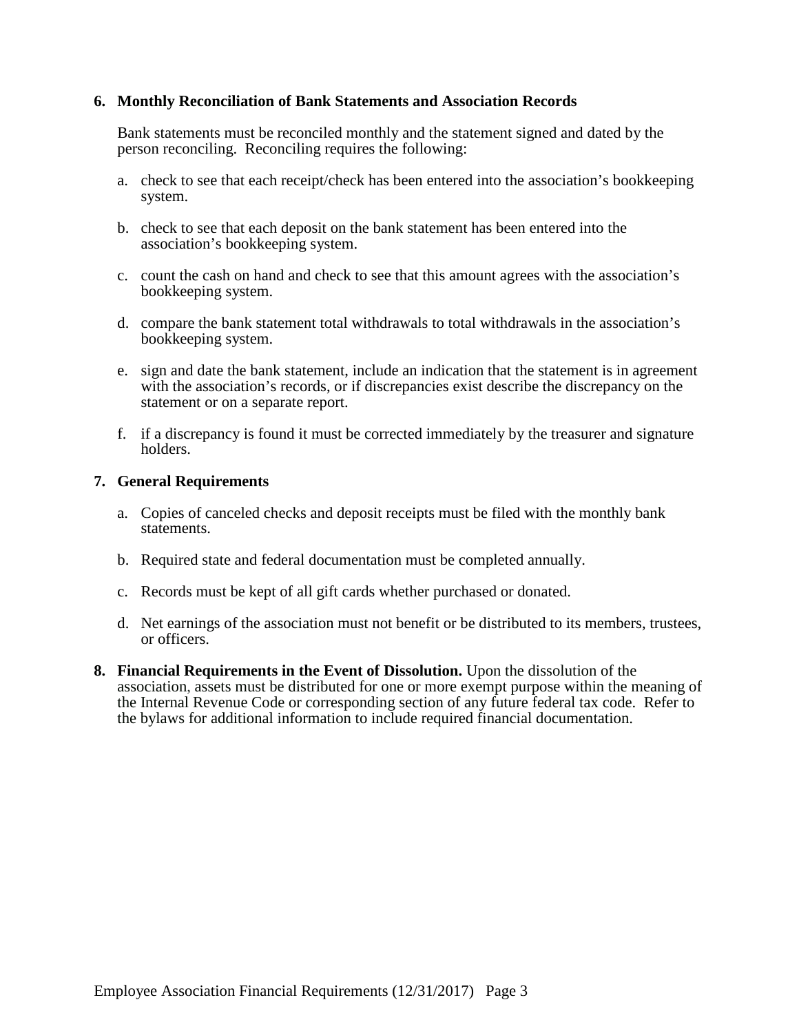**6. Monthly Reconciliation of Bank Statements and Association Records**

Bank statements must be reconciled monthly and the statement signed and dated by the person reconciling. Reconciling requires the following:

a. check to see that each receipt/check has been entered into the association's bookkeeping system.

b. check to see that each deposit on the bank statement has been entered into the association's bookkeeping system.

c. count the cash on hand and check to see that this amount agrees with the association's bookkeeping system.

d. compare the bank statement total withdrawals to total withdrawals in the association's bookkeeping system.

e. sign and date the bank statement, include an indication that the statement is in agreement with the association's records, or if discrepancies exist describe the discrepancy on the statement or on a separate report.

f. if a discrepancy is found it must be corrected immediately by the treasurer and signature holders.

**7. General Requirements**

a. Copies of canceled checks and deposit receipts must be filed with the monthly bank statements.

b. Required state and federal documentation must be completed annually.

c. Records must be kept of all gift cards whether purchased or donated.

d. Net earnings of the association must not benefit or be distributed to its members, trustees, or officers.

**8. Financial Requirements in the Event of Dissolution.** Upon the dissolution of the association, assets must be distributed for one or more exempt purpose within the meaning of the Internal Revenue Code or corresponding section of any future federal tax code. Refer to the bylaws for additional information to include required financial documentation.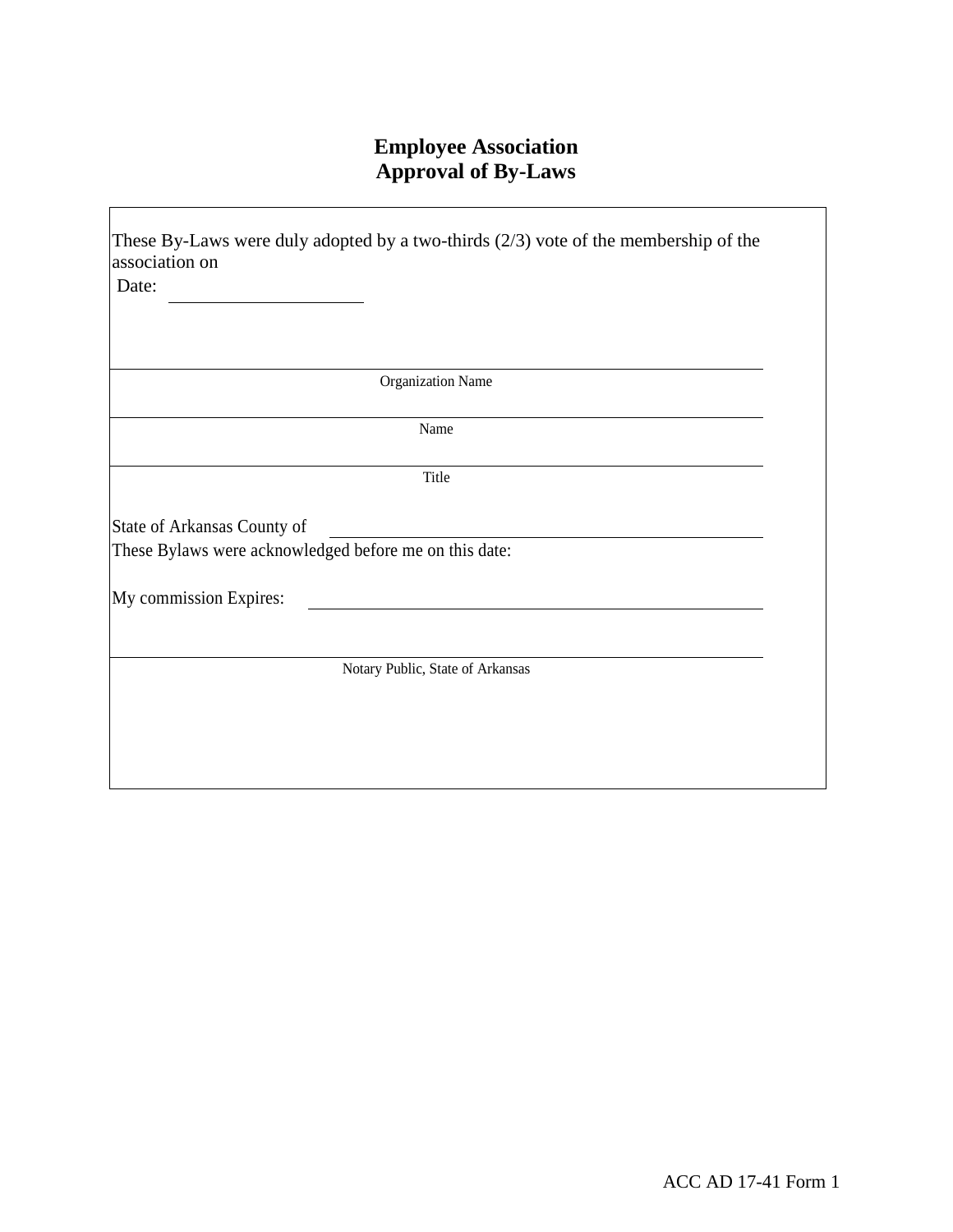# Employee Association
# Approval of By-Laws

These By-Laws were duly adopted by a two-thirds (2/3) vote of the membership of the association on

Date: ____________________

______________________________________________
Organization Name

______________________________________________
Name

______________________________________________
Title

State of Arkansas County of ______________________________

These Bylaws were acknowledged before me on this date:

My commission Expires: ______________________________

______________________________________________
Notary Public, State of Arkansas

ACC AD 17-41 Form 1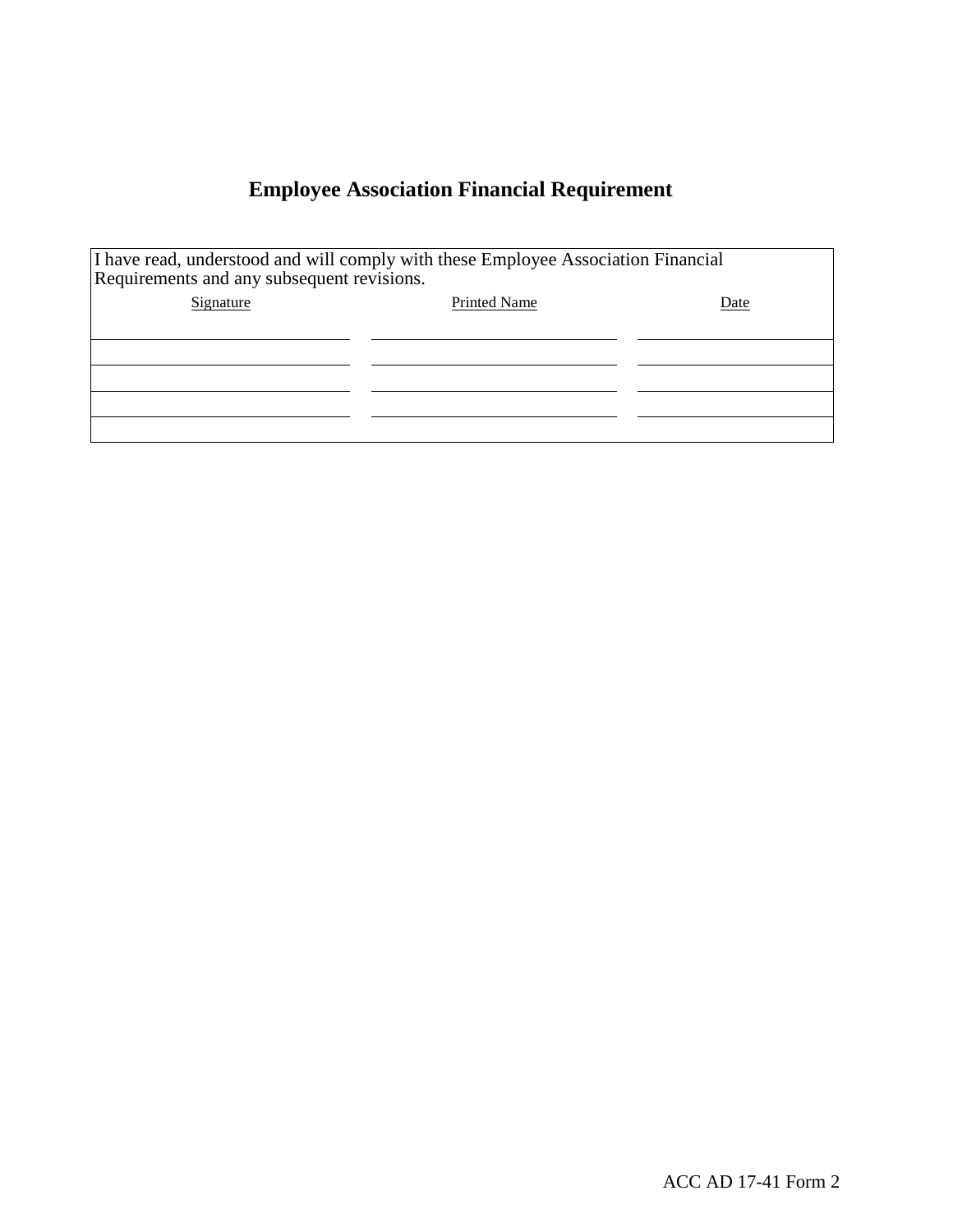# Employee Association Financial Requirement

| I have read, understood and will comply with these Employee Association Financial Requirements and any subsequent revisions. | | |
|---|---|---|
| Signature | Printed Name | Date |
| | | |
| | | |
| | | |
| | | |

ACC AD 17-41 Form 2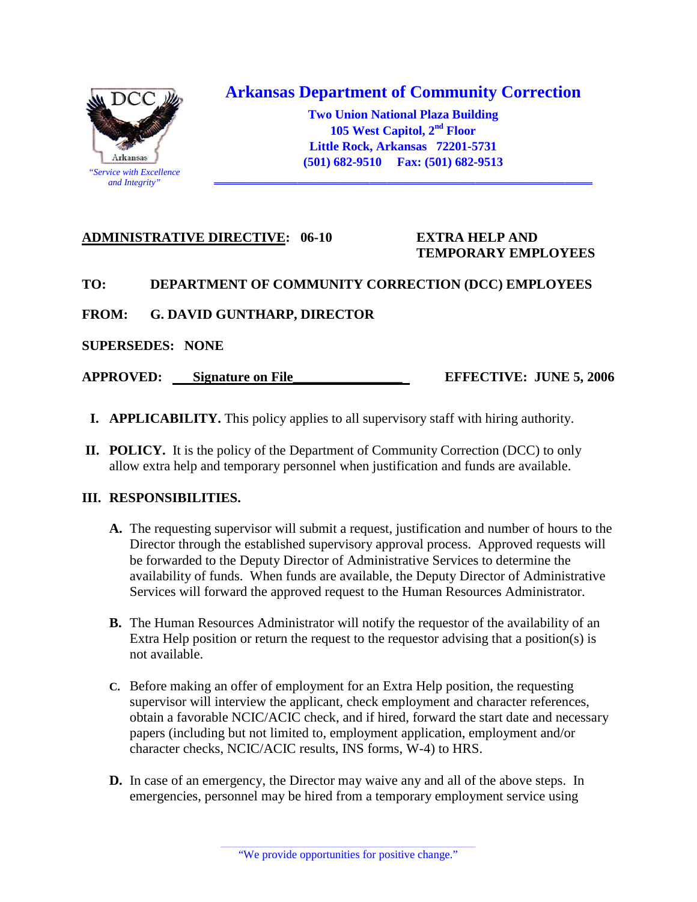# Arkansas Department of Community Correction

**Two Union National Plaza Building**
**105 West Capitol, 2nd Floor**
**Little Rock, Arkansas 72201-5731**
**(501) 682-9510 Fax: (501) 682-9513**

*"Service with Excellence and Integrity"*

**ADMINISTRATIVE DIRECTIVE: 06-10** **EXTRA HELP AND TEMPORARY EMPLOYEES**

**TO: DEPARTMENT OF COMMUNITY CORRECTION (DCC) EMPLOYEES**

**FROM: G. DAVID GUNTHARP, DIRECTOR**

**SUPERSEDES: NONE**

**APPROVED: Signature on File** **EFFECTIVE: JUNE 5, 2006**

**I. APPLICABILITY.** This policy applies to all supervisory staff with hiring authority.

**II. POLICY.** It is the policy of the Department of Community Correction (DCC) to only allow extra help and temporary personnel when justification and funds are available.

**III. RESPONSIBILITIES.**

**A.** The requesting supervisor will submit a request, justification and number of hours to the Director through the established supervisory approval process. Approved requests will be forwarded to the Deputy Director of Administrative Services to determine the availability of funds. When funds are available, the Deputy Director of Administrative Services will forward the approved request to the Human Resources Administrator.

**B.** The Human Resources Administrator will notify the requestor of the availability of an Extra Help position or return the request to the requestor advising that a position(s) is not available.

**C.** Before making an offer of employment for an Extra Help position, the requesting supervisor will interview the applicant, check employment and character references, obtain a favorable NCIC/ACIC check, and if hired, forward the start date and necessary papers (including but not limited to, employment application, employment and/or character checks, NCIC/ACIC results, INS forms, W-4) to HRS.

**D.** In case of an emergency, the Director may waive any and all of the above steps. In emergencies, personnel may be hired from a temporary employment service using

"We provide opportunities for positive change."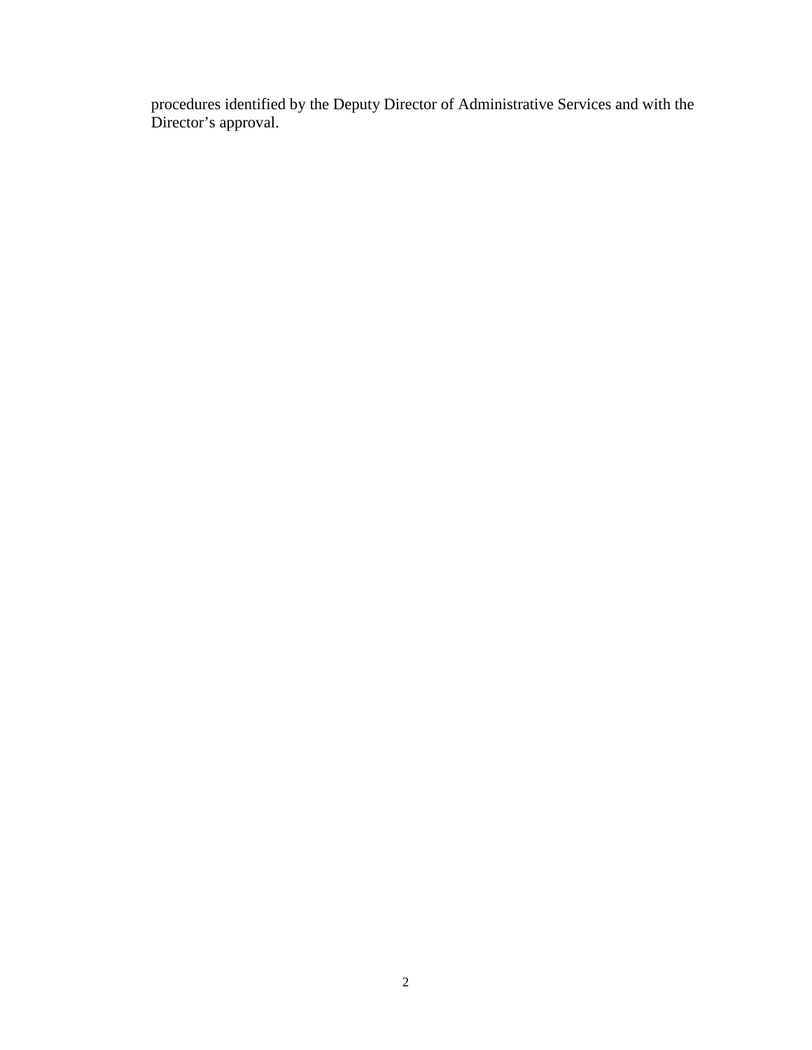procedures identified by the Deputy Director of Administrative Services and with the Director's approval.